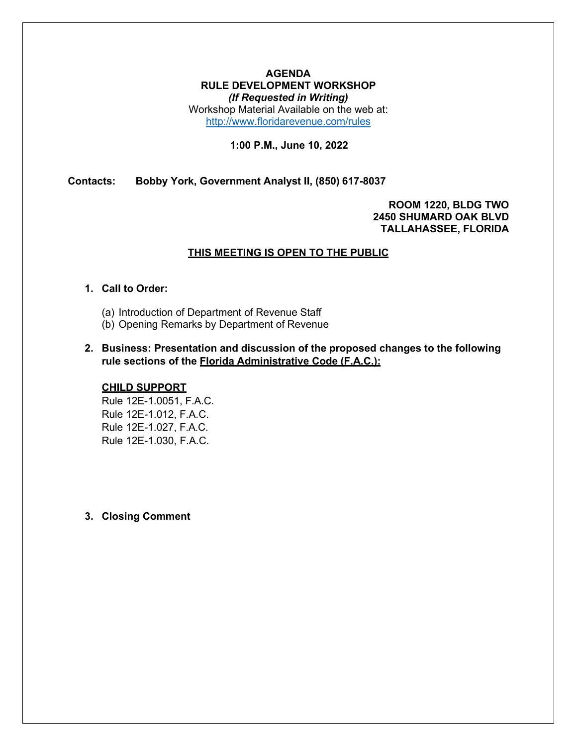# AGENDA
## RULE DEVELOPMENT WORKSHOP
***(If Requested in Writing)***

Workshop Material Available on the web at:
[http://www.floridarevenue.com/rules](http://www.floridarevenue.com/rules)

**1:00 P.M., June 10, 2022**

**Contacts:** **Bobby York, Government Analyst II, (850) 617-8037**

**ROOM 1220, BLDG TWO**
**2450 SHUMARD OAK BLVD**
**TALLAHASSEE, FLORIDA**

**THIS MEETING IS OPEN TO THE PUBLIC**

1. **Call to Order:**

   (a) Introduction of Department of Revenue Staff
   (b) Opening Remarks by Department of Revenue

2. **Business: Presentation and discussion of the proposed changes to the following rule sections of the Florida Administrative Code (F.A.C.):**

   **CHILD SUPPORT**
   Rule 12E-1.0051, F.A.C.
   Rule 12E-1.012, F.A.C.
   Rule 12E-1.027, F.A.C.
   Rule 12E-1.030, F.A.C.

3. **Closing Comment**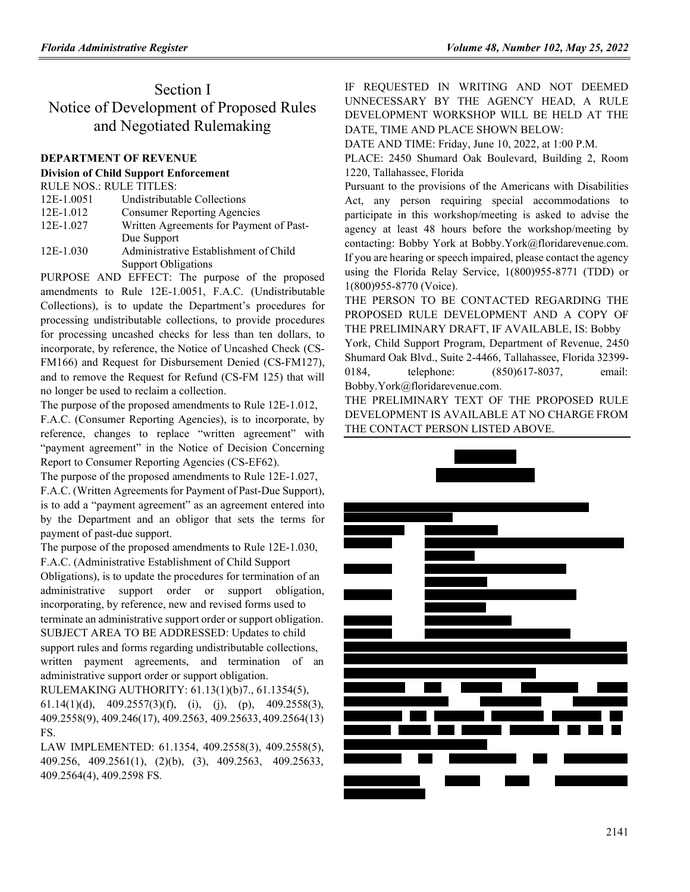# Section I
# Notice of Development of Proposed Rules and Negotiated Rulemaking

**DEPARTMENT OF REVENUE**

**Division of Child Support Enforcement**

RULE NOS.: RULE TITLES:

| | |
|---|---|
| 12E-1.0051 | Undistributable Collections |
| 12E-1.012 | Consumer Reporting Agencies |
| 12E-1.027 | Written Agreements for Payment of Past-Due Support |
| 12E-1.030 | Administrative Establishment of Child Support Obligations |

PURPOSE AND EFFECT: The purpose of the proposed amendments to Rule 12E-1.0051, F.A.C. (Undistributable Collections), is to update the Department's procedures for processing undistributable collections, to provide procedures for processing uncashed checks for less than ten dollars, to incorporate, by reference, the Notice of Uncashed Check (CS-FM166) and Request for Disbursement Denied (CS-FM127), and to remove the Request for Refund (CS-FM 125) that will no longer be used to reclaim a collection.

The purpose of the proposed amendments to Rule 12E-1.012, F.A.C. (Consumer Reporting Agencies), is to incorporate, by reference, changes to replace "written agreement" with "payment agreement" in the Notice of Decision Concerning Report to Consumer Reporting Agencies (CS-EF62).

The purpose of the proposed amendments to Rule 12E-1.027, F.A.C. (Written Agreements for Payment of Past-Due Support), is to add a "payment agreement" as an agreement entered into by the Department and an obligor that sets the terms for payment of past-due support.

The purpose of the proposed amendments to Rule 12E-1.030, F.A.C. (Administrative Establishment of Child Support Obligations), is to update the procedures for termination of an administrative support order or support obligation, incorporating, by reference, new and revised forms used to terminate an administrative support order or support obligation.

SUBJECT AREA TO BE ADDRESSED: Updates to child support rules and forms regarding undistributable collections, written payment agreements, and termination of an administrative support order or support obligation.

RULEMAKING AUTHORITY: 61.13(1)(b)7., 61.1354(5), 61.14(1)(d), 409.2557(3)(f), (i), (j), (p), 409.2558(3), 409.2558(9), 409.246(17), 409.2563, 409.25633, 409.2564(13) FS.

LAW IMPLEMENTED: 61.1354, 409.2558(3), 409.2558(5), 409.256, 409.2561(1), (2)(b), (3), 409.2563, 409.25633, 409.2564(4), 409.2598 FS.

IF REQUESTED IN WRITING AND NOT DEEMED UNNECESSARY BY THE AGENCY HEAD, A RULE DEVELOPMENT WORKSHOP WILL BE HELD AT THE DATE, TIME AND PLACE SHOWN BELOW:

DATE AND TIME: Friday, June 10, 2022, at 1:00 P.M.

PLACE: 2450 Shumard Oak Boulevard, Building 2, Room 1220, Tallahassee, Florida

Pursuant to the provisions of the Americans with Disabilities Act, any person requiring special accommodations to participate in this workshop/meeting is asked to advise the agency at least 48 hours before the workshop/meeting by contacting: Bobby York at Bobby.York@floridarevenue.com. If you are hearing or speech impaired, please contact the agency using the Florida Relay Service, 1(800)955-8771 (TDD) or 1(800)955-8770 (Voice).

THE PERSON TO BE CONTACTED REGARDING THE PROPOSED RULE DEVELOPMENT AND A COPY OF THE PRELIMINARY DRAFT, IF AVAILABLE, IS: Bobby York, Child Support Program, Department of Revenue, 2450 Shumard Oak Blvd., Suite 2-4466, Tallahassee, Florida 32399-0184, telephone: (850)617-8037, email: Bobby.York@floridarevenue.com.

THE PRELIMINARY TEXT OF THE PROPOSED RULE DEVELOPMENT IS AVAILABLE AT NO CHARGE FROM THE CONTACT PERSON LISTED ABOVE.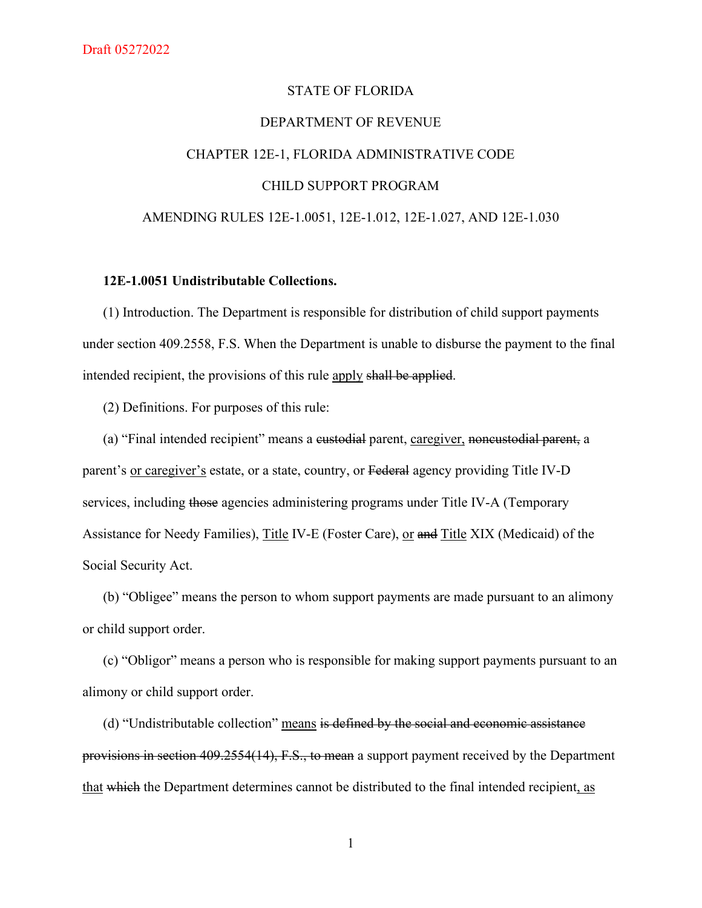STATE OF FLORIDA

DEPARTMENT OF REVENUE

CHAPTER 12E-1, FLORIDA ADMINISTRATIVE CODE

CHILD SUPPORT PROGRAM

AMENDING RULES 12E-1.0051, 12E-1.012, 12E-1.027, AND 12E-1.030

**12E-1.0051 Undistributable Collections.**

(1) Introduction. The Department is responsible for distribution of child support payments under section 409.2558, F.S. When the Department is unable to disburse the payment to the final intended recipient, the provisions of this rule <u>apply</u> ~~shall be applied~~.

(2) Definitions. For purposes of this rule:

(a) "Final intended recipient" means a ~~custodial~~ parent, <u>caregiver,</u> ~~noncustodial parent,~~ a parent's <u>or caregiver's</u> estate, or a state, country, or ~~Federal~~ agency providing Title IV-D services, including ~~those~~ agencies administering programs under Title IV-A (Temporary Assistance for Needy Families), <u>Title</u> IV-E (Foster Care), <u>or</u> ~~and~~ <u>Title</u> XIX (Medicaid) of the Social Security Act.

(b) "Obligee" means the person to whom support payments are made pursuant to an alimony or child support order.

(c) "Obligor" means a person who is responsible for making support payments pursuant to an alimony or child support order.

(d) "Undistributable collection" <u>means</u> ~~is defined by the social and economic assistance provisions in section 409.2554(14), F.S., to mean~~ a support payment received by the Department <u>that</u> ~~which~~ the Department determines cannot be distributed to the final intended recipient<u>, as</u>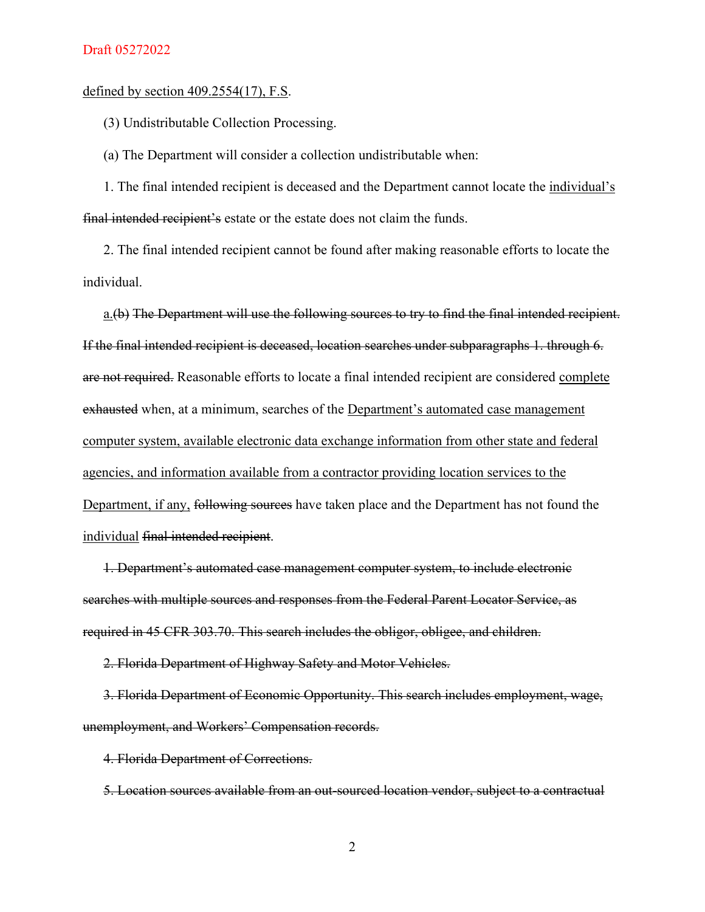<u>defined by section 409.2554(17), F.S</u>.

(3) Undistributable Collection Processing.

(a) The Department will consider a collection undistributable when:

1. The final intended recipient is deceased and the Department cannot locate the <u>individual's</u> ~~final intended recipient's~~ estate or the estate does not claim the funds.

2. The final intended recipient cannot be found after making reasonable efforts to locate the individual.

<u>a.</u>(b) ~~The Department will use the following sources to try to find the final intended recipient. If the final intended recipient is deceased, location searches under subparagraphs 1. through 6. are not required.~~ Reasonable efforts to locate a final intended recipient are considered <u>complete</u> ~~exhausted~~ when, at a minimum, searches of the <u>Department's automated case management computer system, available electronic data exchange information from other state and federal agencies, and information available from a contractor providing location services to the Department, if any,</u> ~~following sources~~ have taken place and the Department has not found the <u>individual</u> ~~final intended recipient~~.

~~1. Department's automated case management computer system, to include electronic searches with multiple sources and responses from the Federal Parent Locator Service, as required in 45 CFR 303.70. This search includes the obligor, obligee, and children.~~

~~2. Florida Department of Highway Safety and Motor Vehicles.~~

~~3. Florida Department of Economic Opportunity. This search includes employment, wage, unemployment, and Workers' Compensation records.~~

~~4. Florida Department of Corrections.~~

~~5. Location sources available from an out-sourced location vendor, subject to a contractual~~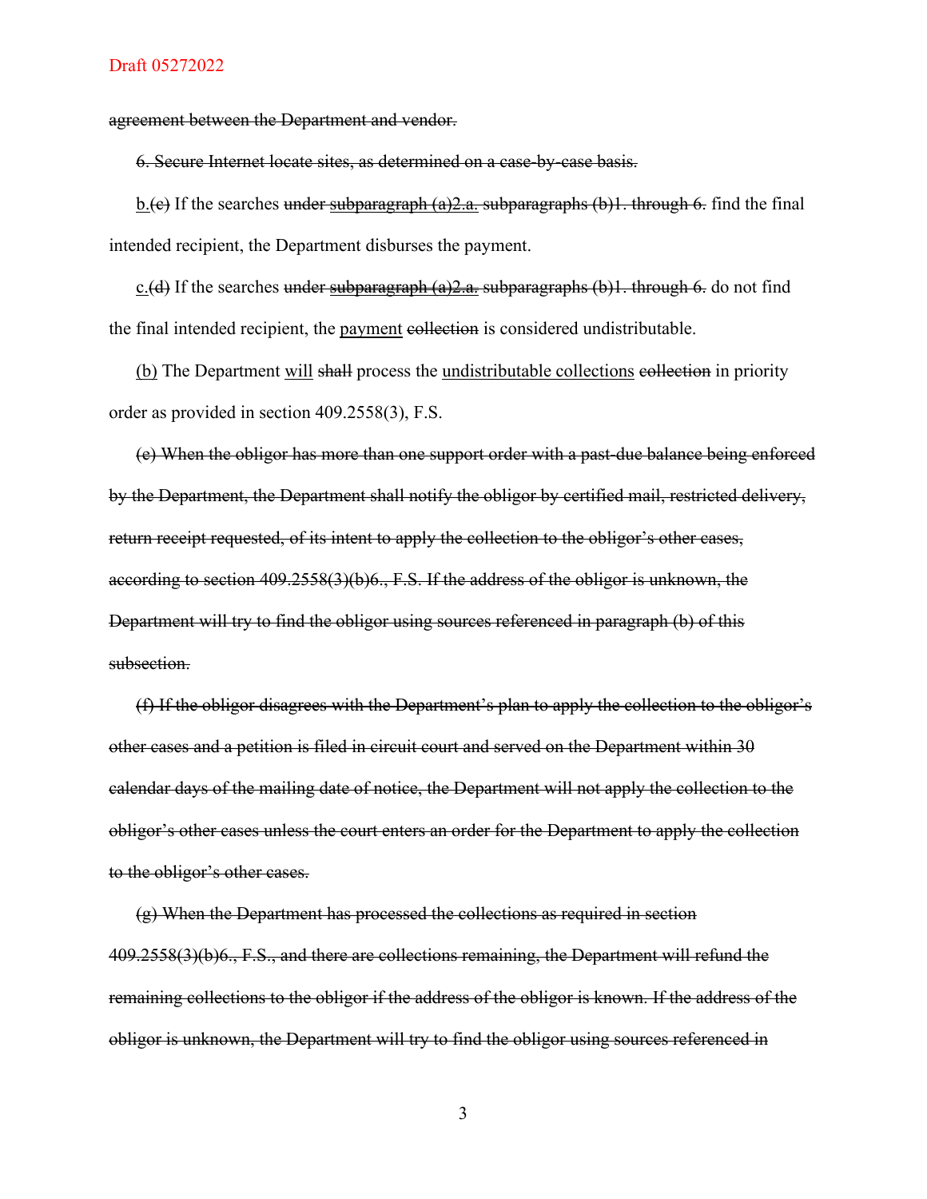~~agreement between the Department and vendor.~~

~~6. Secure Internet locate sites, as determined on a case-by-case basis.~~

<u>b.</u>~~(c)~~ If the searches ~~under~~ <u>subparagraph (a)2.a.</u> ~~subparagraphs (b)1. through 6.~~ find the final intended recipient, the Department disburses the payment.

<u>c.</u>~~(d)~~ If the searches ~~under~~ <u>subparagraph (a)2.a.</u> ~~subparagraphs (b)1. through 6.~~ do not find the final intended recipient, the <u>payment</u> ~~collection~~ is considered undistributable.

<u>(b)</u> The Department <u>will</u> ~~shall~~ process the <u>undistributable collections</u> ~~collection~~ in priority order as provided in section 409.2558(3), F.S.

~~(e) When the obligor has more than one support order with a past-due balance being enforced by the Department, the Department shall notify the obligor by certified mail, restricted delivery, return receipt requested, of its intent to apply the collection to the obligor's other cases, according to section 409.2558(3)(b)6., F.S. If the address of the obligor is unknown, the Department will try to find the obligor using sources referenced in paragraph (b) of this subsection.~~

~~(f) If the obligor disagrees with the Department's plan to apply the collection to the obligor's other cases and a petition is filed in circuit court and served on the Department within 30 calendar days of the mailing date of notice, the Department will not apply the collection to the obligor's other cases unless the court enters an order for the Department to apply the collection to the obligor's other cases.~~

~~(g) When the Department has processed the collections as required in section 409.2558(3)(b)6., F.S., and there are collections remaining, the Department will refund the remaining collections to the obligor if the address of the obligor is known. If the address of the obligor is unknown, the Department will try to find the obligor using sources referenced in~~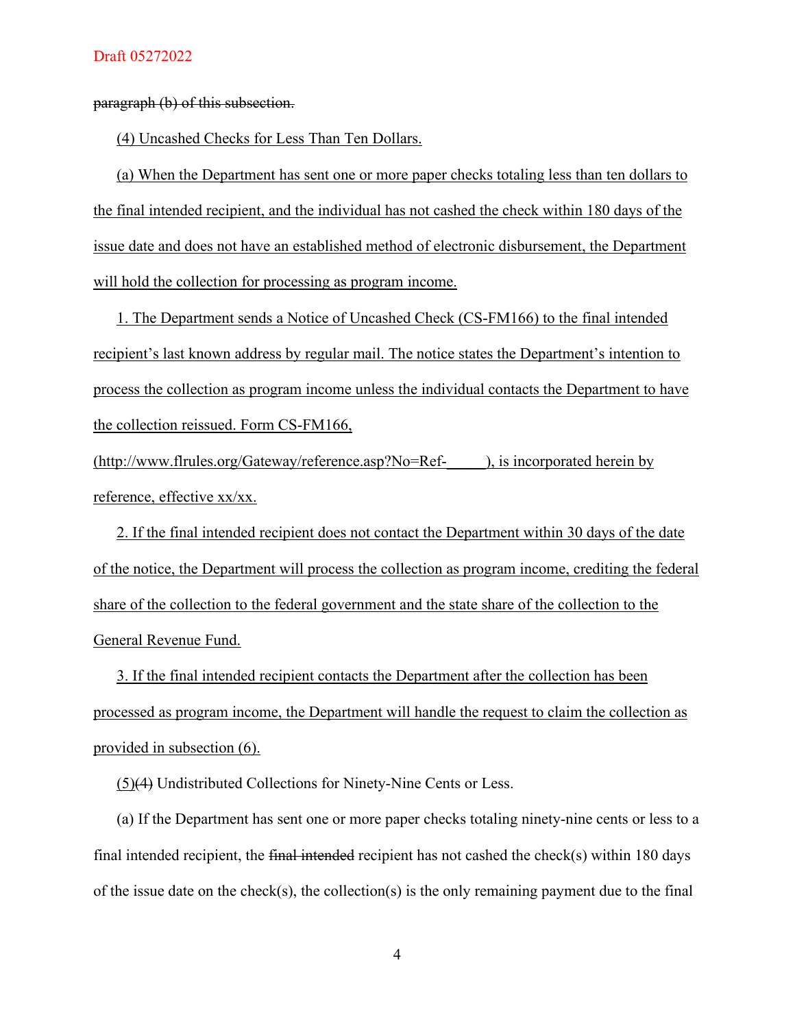~~paragraph (b) of this subsection.~~

<u>(4) Uncashed Checks for Less Than Ten Dollars.</u>

<u>(a) When the Department has sent one or more paper checks totaling less than ten dollars to the final intended recipient, and the individual has not cashed the check within 180 days of the issue date and does not have an established method of electronic disbursement, the Department will hold the collection for processing as program income.</u>

<u>1. The Department sends a Notice of Uncashed Check (CS-FM166) to the final intended recipient's last known address by regular mail. The notice states the Department's intention to process the collection as program income unless the individual contacts the Department to have the collection reissued. Form CS-FM166, (http://www.flrules.org/Gateway/reference.asp?No=Ref-_____), is incorporated herein by reference, effective xx/xx.</u>

<u>2. If the final intended recipient does not contact the Department within 30 days of the date of the notice, the Department will process the collection as program income, crediting the federal share of the collection to the federal government and the state share of the collection to the General Revenue Fund.</u>

<u>3. If the final intended recipient contacts the Department after the collection has been processed as program income, the Department will handle the request to claim the collection as provided in subsection (6).</u>

<u>(5)</u>~~(4)~~ Undistributed Collections for Ninety-Nine Cents or Less.

(a) If the Department has sent one or more paper checks totaling ninety-nine cents or less to a final intended recipient, the ~~final intended~~ recipient has not cashed the check(s) within 180 days of the issue date on the check(s), the collection(s) is the only remaining payment due to the final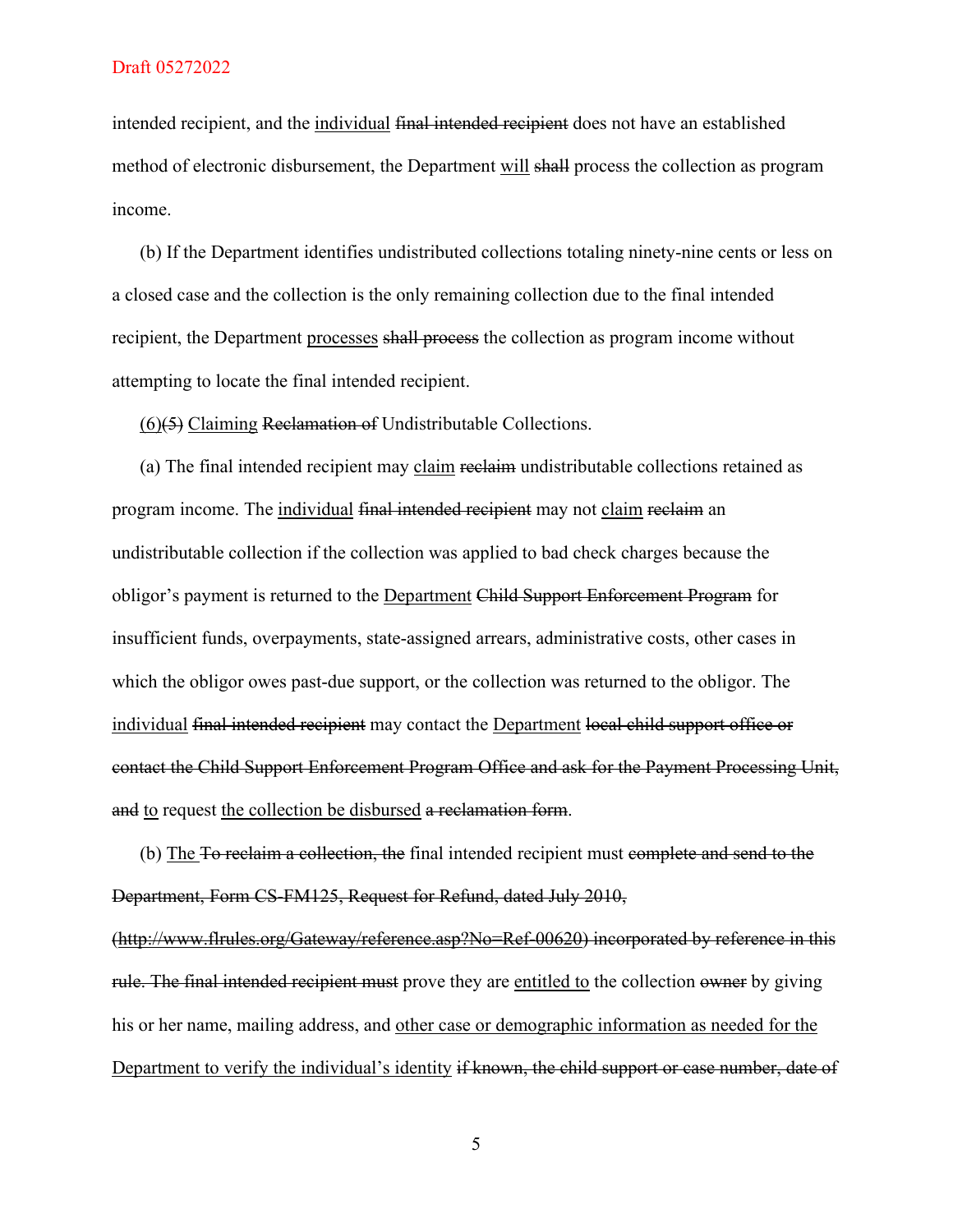intended recipient, and the <u>individual</u> ~~final intended recipient~~ does not have an established method of electronic disbursement, the Department <u>will</u> ~~shall~~ process the collection as program income.

(b) If the Department identifies undistributed collections totaling ninety-nine cents or less on a closed case and the collection is the only remaining collection due to the final intended recipient, the Department <u>processes</u> ~~shall process~~ the collection as program income without attempting to locate the final intended recipient.

<u>(6)</u>~~(5)~~ <u>Claiming</u> ~~Reclamation of~~ Undistributable Collections.

(a) The final intended recipient may <u>claim</u> ~~reclaim~~ undistributable collections retained as program income. The <u>individual</u> ~~final intended recipient~~ may not <u>claim</u> ~~reclaim~~ an undistributable collection if the collection was applied to bad check charges because the obligor's payment is returned to the <u>Department</u> ~~Child Support Enforcement Program~~ for insufficient funds, overpayments, state-assigned arrears, administrative costs, other cases in which the obligor owes past-due support, or the collection was returned to the obligor. The <u>individual</u> ~~final intended recipient~~ may contact the <u>Department</u> ~~local child support office or contact the Child Support Enforcement Program Office and ask for the Payment Processing Unit, and~~ <u>to</u> request <u>the collection be disbursed</u> ~~a reclamation form~~.

(b) <u>The</u> ~~To reclaim a collection, the~~ final intended recipient must ~~complete and send to the Department, Form CS-FM125, Request for Refund, dated July 2010, (http://www.flrules.org/Gateway/reference.asp?No=Ref-00620) incorporated by reference in this rule. The final intended recipient must~~ prove they are <u>entitled to</u> the collection ~~owner~~ by giving his or her name, mailing address, and <u>other case or demographic information as needed for the Department to verify the individual's identity</u> ~~if known, the child support or case number, date of~~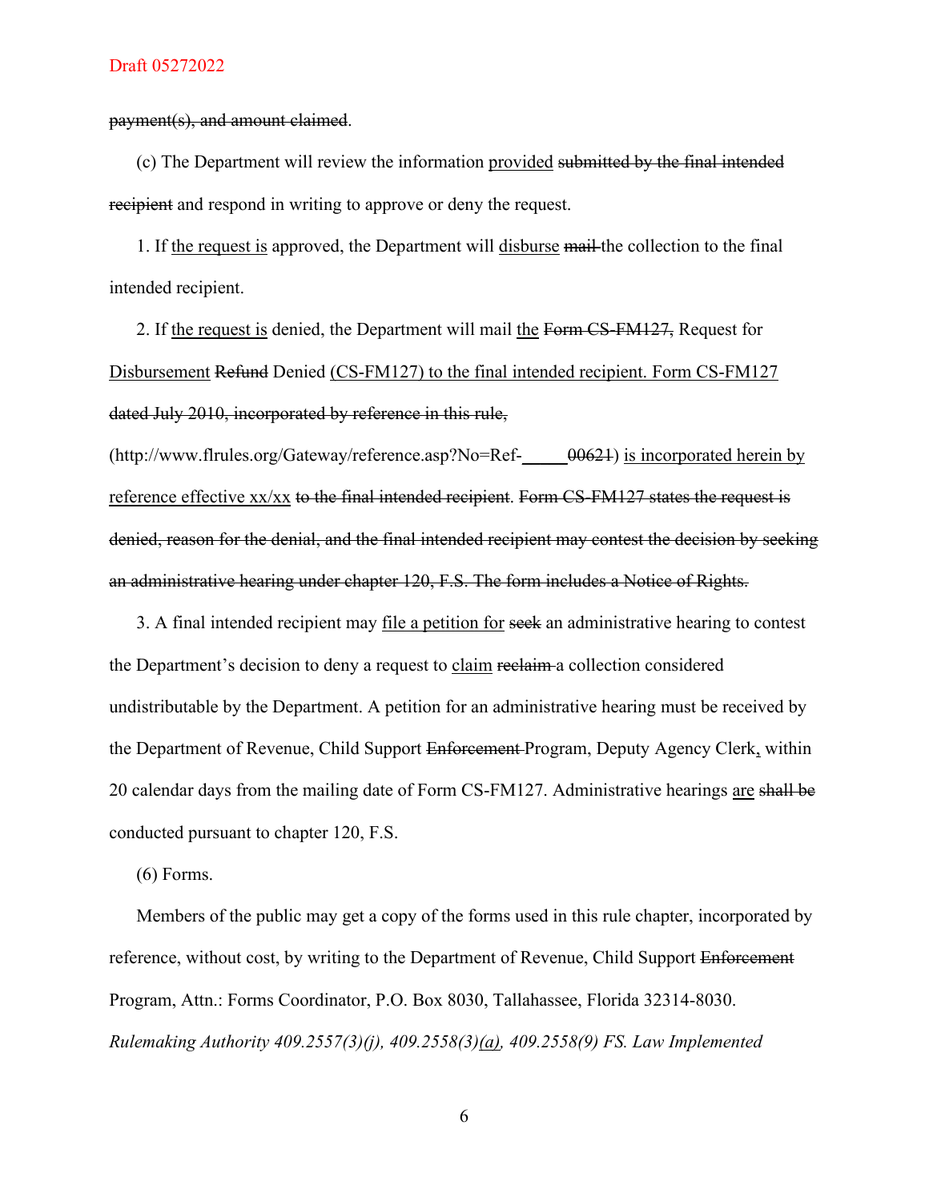~~payment(s), and amount claimed~~.

(c) The Department will review the information <u>provided</u> ~~submitted by the final intended recipient~~ and respond in writing to approve or deny the request.

1. If <u>the request is</u> approved, the Department will <u>disburse</u> ~~mail~~ the collection to the final intended recipient.

2. If <u>the request is</u> denied, the Department will mail <u>the</u> ~~Form CS-FM127,~~ Request for <u>Disbursement</u> ~~Refund~~ Denied <u>(CS-FM127) to the final intended recipient. Form CS-FM127</u> ~~dated July 2010, incorporated by reference in this rule,~~ (http://www.flrules.org/Gateway/reference.asp?No=Ref-<u>_____</u>~~00621~~) <u>is incorporated herein by reference effective xx/xx</u> ~~to the final intended recipient~~. ~~Form CS-FM127 states the request is denied, reason for the denial, and the final intended recipient may contest the decision by seeking an administrative hearing under chapter 120, F.S. The form includes a Notice of Rights.~~

3. A final intended recipient may <u>file a petition for</u> ~~seek~~ an administrative hearing to contest the Department's decision to deny a request to <u>claim</u> ~~reclaim~~ a collection considered undistributable by the Department. A petition for an administrative hearing must be received by the Department of Revenue, Child Support ~~Enforcement~~ Program, Deputy Agency Clerk<u>,</u> within 20 calendar days from the mailing date of Form CS-FM127. Administrative hearings <u>are</u> ~~shall be~~ conducted pursuant to chapter 120, F.S.

(6) Forms.

Members of the public may get a copy of the forms used in this rule chapter, incorporated by reference, without cost, by writing to the Department of Revenue, Child Support ~~Enforcement~~ Program, Attn.: Forms Coordinator, P.O. Box 8030, Tallahassee, Florida 32314-8030.

*Rulemaking Authority 409.2557(3)(j), 409.2558(3)<u>(a)</u>, 409.2558(9) FS. Law Implemented*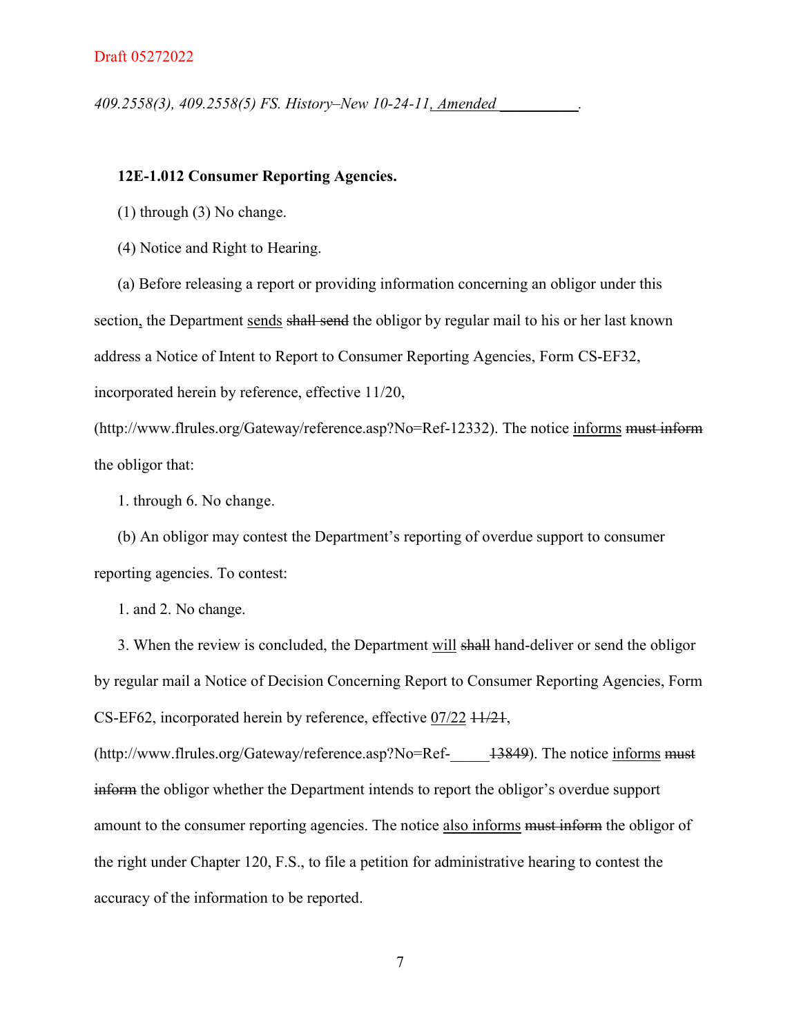*409.2558(3), 409.2558(5) FS. History–New 10-24-11<u>, Amended __________</u>.*

**12E-1.012 Consumer Reporting Agencies.**

(1) through (3) No change.

(4) Notice and Right to Hearing.

(a) Before releasing a report or providing information concerning an obligor under this section<u>,</u> the Department <u>sends</u> ~~shall send~~ the obligor by regular mail to his or her last known address a Notice of Intent to Report to Consumer Reporting Agencies, Form CS-EF32, incorporated herein by reference, effective 11/20, (http://www.flrules.org/Gateway/reference.asp?No=Ref-12332). The notice <u>informs</u> ~~must inform~~ the obligor that:

1. through 6. No change.

(b) An obligor may contest the Department's reporting of overdue support to consumer reporting agencies. To contest:

1. and 2. No change.

3. When the review is concluded, the Department <u>will</u> ~~shall~~ hand-deliver or send the obligor by regular mail a Notice of Decision Concerning Report to Consumer Reporting Agencies, Form CS-EF62, incorporated herein by reference, effective <u>07/22</u> ~~11/21~~, (http://www.flrules.org/Gateway/reference.asp?No=Ref-<u>_____</u>~~13849~~). The notice <u>informs</u> ~~must inform~~ the obligor whether the Department intends to report the obligor's overdue support amount to the consumer reporting agencies. The notice <u>also informs</u> ~~must inform~~ the obligor of the right under Chapter 120, F.S., to file a petition for administrative hearing to contest the accuracy of the information to be reported.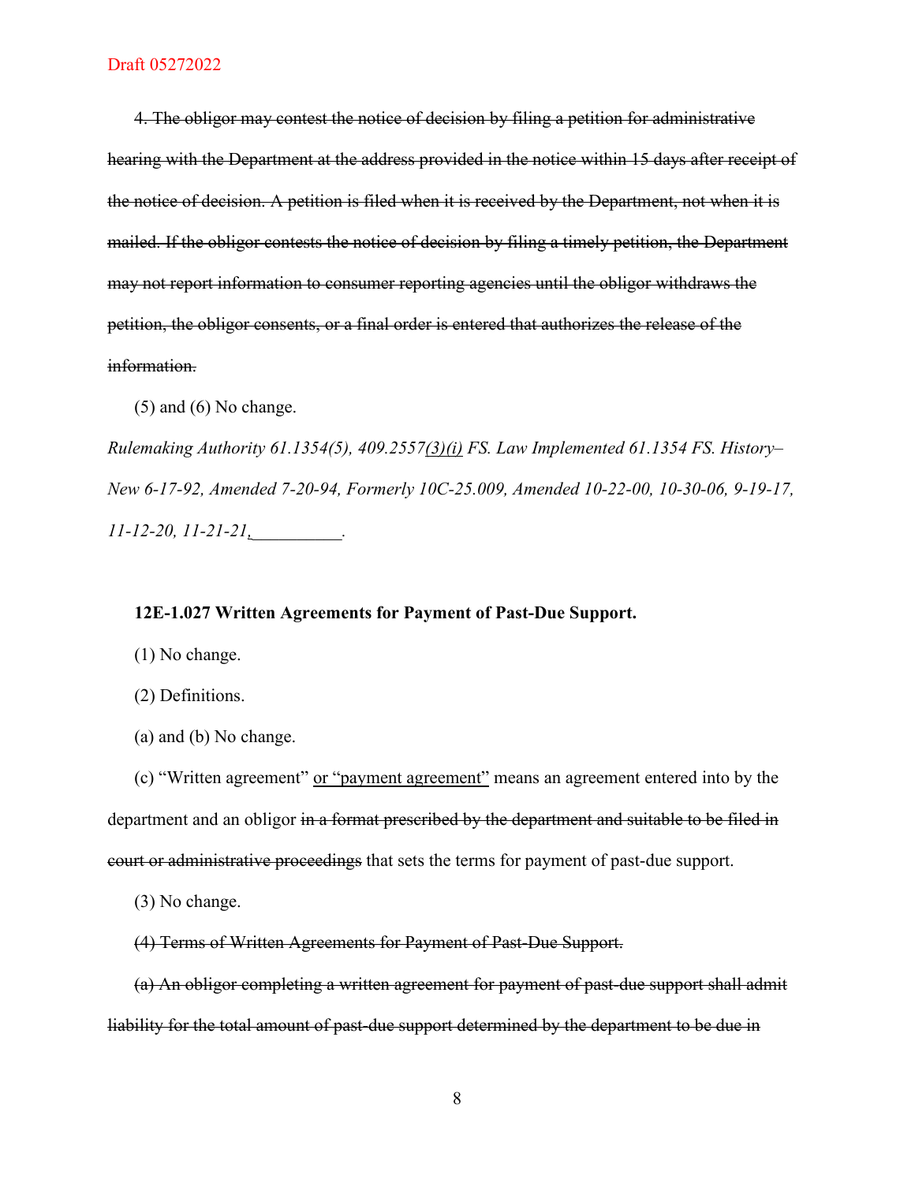~~4. The obligor may contest the notice of decision by filing a petition for administrative hearing with the Department at the address provided in the notice within 15 days after receipt of the notice of decision. A petition is filed when it is received by the Department, not when it is mailed. If the obligor contests the notice of decision by filing a timely petition, the Department may not report information to consumer reporting agencies until the obligor withdraws the petition, the obligor consents, or a final order is entered that authorizes the release of the information.~~

(5) and (6) No change.

*Rulemaking Authority 61.1354(5), 409.2557(3)(i) FS. Law Implemented 61.1354 FS. History–New 6-17-92, Amended 7-20-94, Formerly 10C-25.009, Amended 10-22-00, 10-30-06, 9-19-17, 11-12-20, 11-21-21, __________.*

**12E-1.027 Written Agreements for Payment of Past-Due Support.**

(1) No change.

(2) Definitions.

(a) and (b) No change.

(c) "Written agreement" or "payment agreement" means an agreement entered into by the department and an obligor ~~in a format prescribed by the department and suitable to be filed in court or administrative proceedings~~ that sets the terms for payment of past-due support.

(3) No change.

~~(4) Terms of Written Agreements for Payment of Past-Due Support.~~

~~(a) An obligor completing a written agreement for payment of past-due support shall admit liability for the total amount of past-due support determined by the department to be due in~~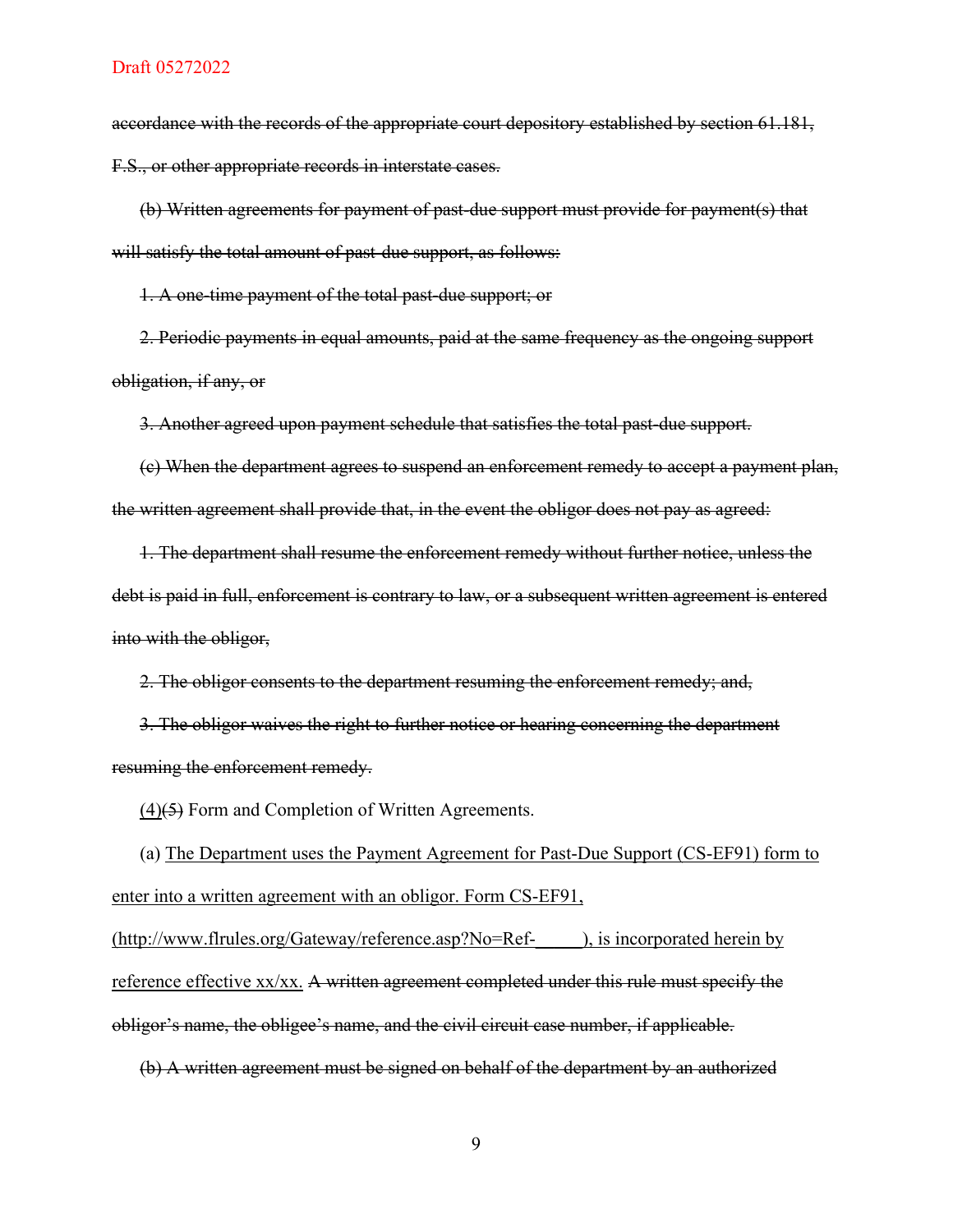~~accordance with the records of the appropriate court depository established by section 61.181, F.S., or other appropriate records in interstate cases.~~

~~(b) Written agreements for payment of past-due support must provide for payment(s) that will satisfy the total amount of past-due support, as follows:~~

~~1. A one-time payment of the total past-due support; or~~

~~2. Periodic payments in equal amounts, paid at the same frequency as the ongoing support obligation, if any, or~~

~~3. Another agreed upon payment schedule that satisfies the total past-due support.~~

~~(c) When the department agrees to suspend an enforcement remedy to accept a payment plan, the written agreement shall provide that, in the event the obligor does not pay as agreed:~~

~~1. The department shall resume the enforcement remedy without further notice, unless the debt is paid in full, enforcement is contrary to law, or a subsequent written agreement is entered into with the obligor,~~

~~2. The obligor consents to the department resuming the enforcement remedy; and,~~

~~3. The obligor waives the right to further notice or hearing concerning the department resuming the enforcement remedy.~~

<u>(4)</u>~~(5)~~ Form and Completion of Written Agreements.

(a) <u>The Department uses the Payment Agreement for Past-Due Support (CS-EF91) form to enter into a written agreement with an obligor. Form CS-EF91, (http://www.flrules.org/Gateway/reference.asp?No=Ref-\_\_\_\_\_), is incorporated herein by reference effective xx/xx.</u> ~~A written agreement completed under this rule must specify the obligor's name, the obligee's name, and the civil circuit case number, if applicable.~~

~~(b) A written agreement must be signed on behalf of the department by an authorized~~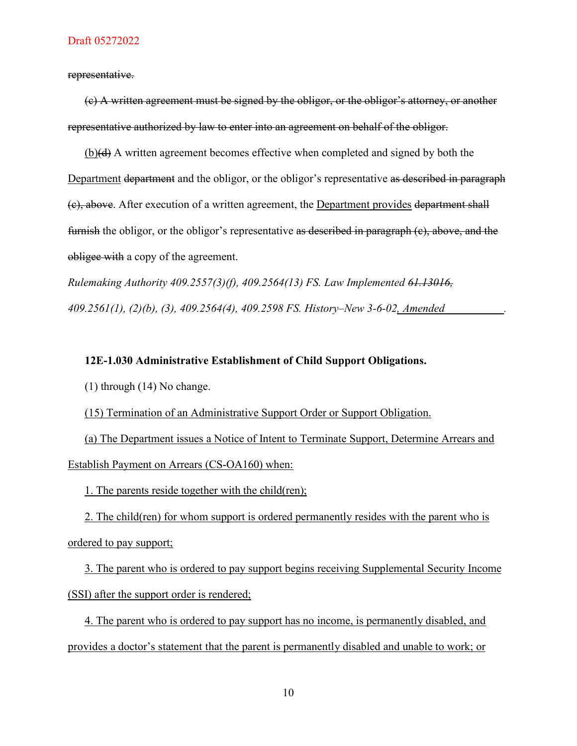~~representative.~~

~~(c) A written agreement must be signed by the obligor, or the obligor's attorney, or another representative authorized by law to enter into an agreement on behalf of the obligor.~~

<u>(b)</u>~~(d)~~ A written agreement becomes effective when completed and signed by both the <u>Department</u> ~~department~~ and the obligor, or the obligor's representative ~~as described in paragraph (c), above~~. After execution of a written agreement, the <u>Department provides</u> ~~department shall furnish~~ the obligor, or the obligor's representative ~~as described in paragraph (c), above, and the obligee with~~ a copy of the agreement.

*Rulemaking Authority 409.2557(3)(f), 409.2564(13) FS. Law Implemented ~~61.13016,~~ 409.2561(1), (2)(b), (3), 409.2564(4), 409.2598 FS. History–New 3-6-02<u>, Amended           </u>.*

**12E-1.030 Administrative Establishment of Child Support Obligations.**

(1) through (14) No change.

<u>(15) Termination of an Administrative Support Order or Support Obligation.</u>

<u>(a) The Department issues a Notice of Intent to Terminate Support, Determine Arrears and Establish Payment on Arrears (CS-OA160) when:</u>

<u>1. The parents reside together with the child(ren);</u>

<u>2. The child(ren) for whom support is ordered permanently resides with the parent who is ordered to pay support;</u>

<u>3. The parent who is ordered to pay support begins receiving Supplemental Security Income (SSI) after the support order is rendered;</u>

<u>4. The parent who is ordered to pay support has no income, is permanently disabled, and provides a doctor's statement that the parent is permanently disabled and unable to work; or</u>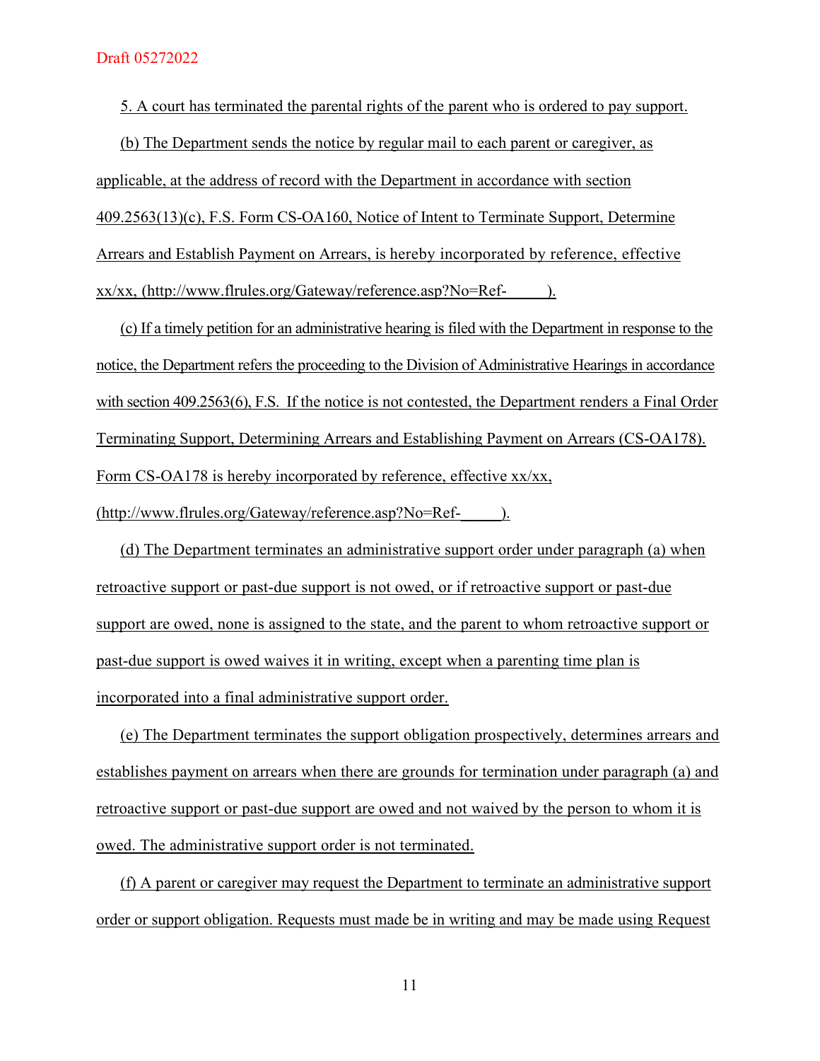Draft 05272022

5. A court has terminated the parental rights of the parent who is ordered to pay support.

(b) The Department sends the notice by regular mail to each parent or caregiver, as applicable, at the address of record with the Department in accordance with section 409.2563(13)(c), F.S. Form CS-OA160, Notice of Intent to Terminate Support, Determine Arrears and Establish Payment on Arrears, is hereby incorporated by reference, effective xx/xx, (http://www.flrules.org/Gateway/reference.asp?No=Ref-______).

(c) If a timely petition for an administrative hearing is filed with the Department in response to the notice, the Department refers the proceeding to the Division of Administrative Hearings in accordance with section 409.2563(6), F.S. If the notice is not contested, the Department renders a Final Order Terminating Support, Determining Arrears and Establishing Payment on Arrears (CS-OA178). Form CS-OA178 is hereby incorporated by reference, effective xx/xx, (http://www.flrules.org/Gateway/reference.asp?No=Ref-______).

(d) The Department terminates an administrative support order under paragraph (a) when retroactive support or past-due support is not owed, or if retroactive support or past-due support are owed, none is assigned to the state, and the parent to whom retroactive support or past-due support is owed waives it in writing, except when a parenting time plan is incorporated into a final administrative support order.

(e) The Department terminates the support obligation prospectively, determines arrears and establishes payment on arrears when there are grounds for termination under paragraph (a) and retroactive support or past-due support are owed and not waived by the person to whom it is owed. The administrative support order is not terminated.

(f) A parent or caregiver may request the Department to terminate an administrative support order or support obligation. Requests must made be in writing and may be made using Request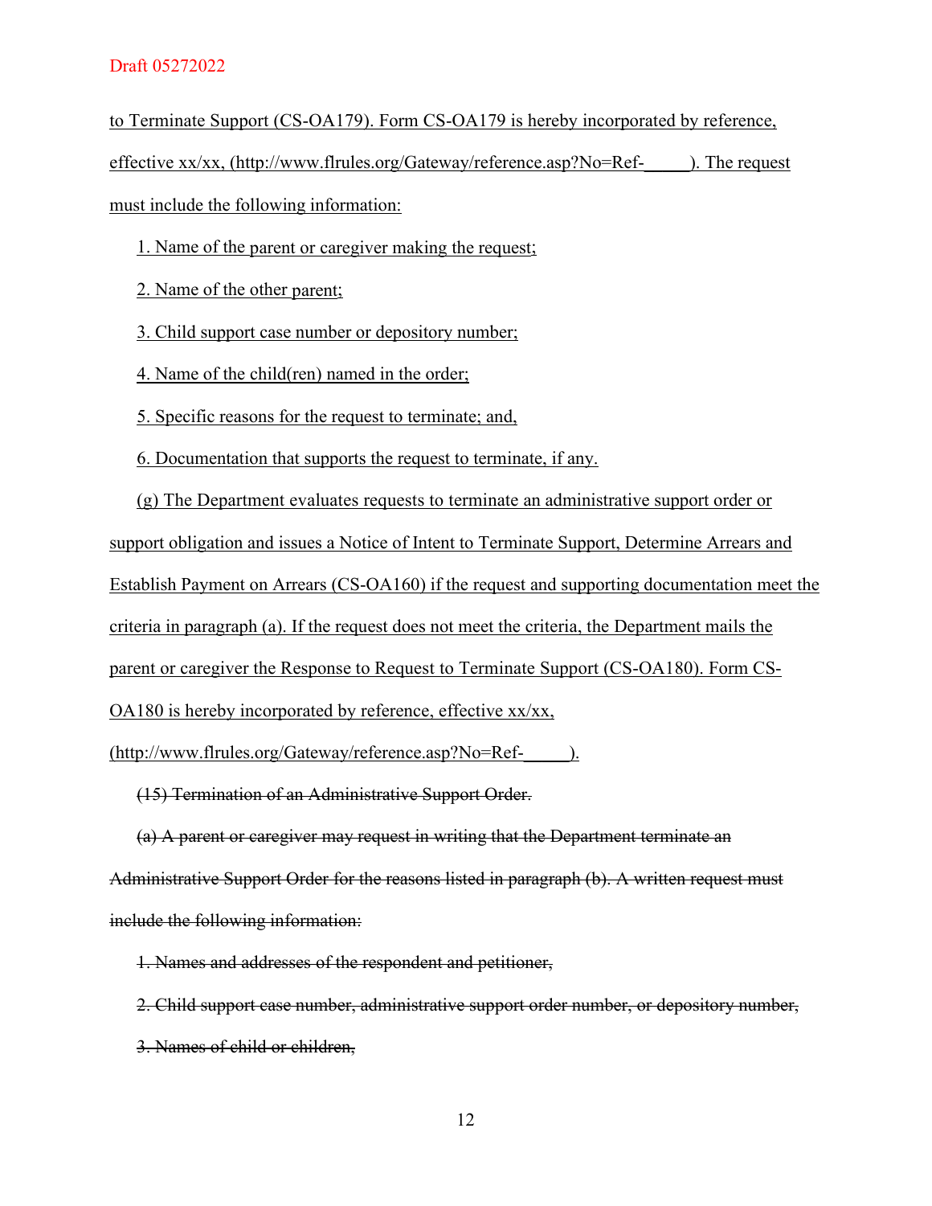to Terminate Support (CS-OA179). Form CS-OA179 is hereby incorporated by reference, effective xx/xx, (http://www.flrules.org/Gateway/reference.asp?No=Ref-_____). The request must include the following information:

1. Name of the parent or caregiver making the request;

2. Name of the other parent;

3. Child support case number or depository number;

4. Name of the child(ren) named in the order;

5. Specific reasons for the request to terminate; and,

6. Documentation that supports the request to terminate, if any.

(g) The Department evaluates requests to terminate an administrative support order or support obligation and issues a Notice of Intent to Terminate Support, Determine Arrears and Establish Payment on Arrears (CS-OA160) if the request and supporting documentation meet the criteria in paragraph (a). If the request does not meet the criteria, the Department mails the parent or caregiver the Response to Request to Terminate Support (CS-OA180). Form CS-OA180 is hereby incorporated by reference, effective xx/xx, (http://www.flrules.org/Gateway/reference.asp?No=Ref-_____).

~~(15) Termination of an Administrative Support Order.~~

~~(a) A parent or caregiver may request in writing that the Department terminate an Administrative Support Order for the reasons listed in paragraph (b). A written request must include the following information:~~

~~1. Names and addresses of the respondent and petitioner,~~

~~2. Child support case number, administrative support order number, or depository number,~~

~~3. Names of child or children,~~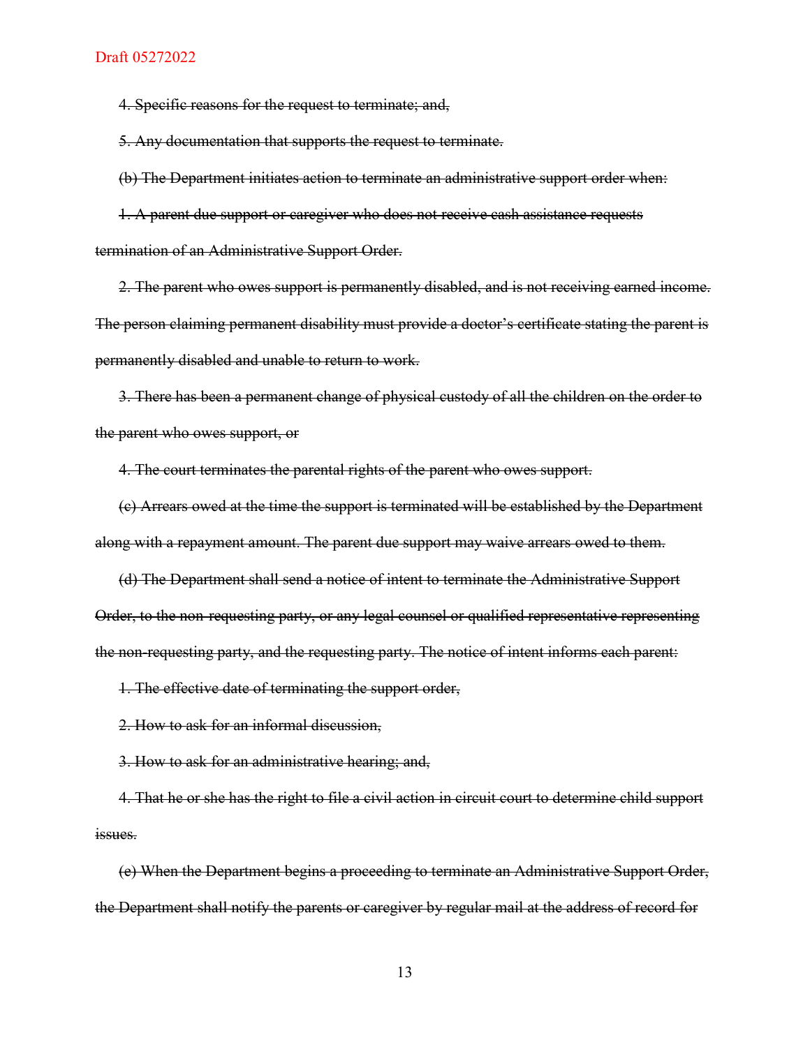~~4. Specific reasons for the request to terminate; and,~~

~~5. Any documentation that supports the request to terminate.~~

~~(b) The Department initiates action to terminate an administrative support order when:~~

~~1. A parent due support or caregiver who does not receive cash assistance requests termination of an Administrative Support Order.~~

~~2. The parent who owes support is permanently disabled, and is not receiving earned income. The person claiming permanent disability must provide a doctor's certificate stating the parent is permanently disabled and unable to return to work.~~

~~3. There has been a permanent change of physical custody of all the children on the order to the parent who owes support, or~~

~~4. The court terminates the parental rights of the parent who owes support.~~

~~(c) Arrears owed at the time the support is terminated will be established by the Department along with a repayment amount. The parent due support may waive arrears owed to them.~~

~~(d) The Department shall send a notice of intent to terminate the Administrative Support Order, to the non-requesting party, or any legal counsel or qualified representative representing the non-requesting party, and the requesting party. The notice of intent informs each parent:~~

~~1. The effective date of terminating the support order,~~

~~2. How to ask for an informal discussion,~~

~~3. How to ask for an administrative hearing; and,~~

~~4. That he or she has the right to file a civil action in circuit court to determine child support issues.~~

~~(e) When the Department begins a proceeding to terminate an Administrative Support Order, the Department shall notify the parents or caregiver by regular mail at the address of record for~~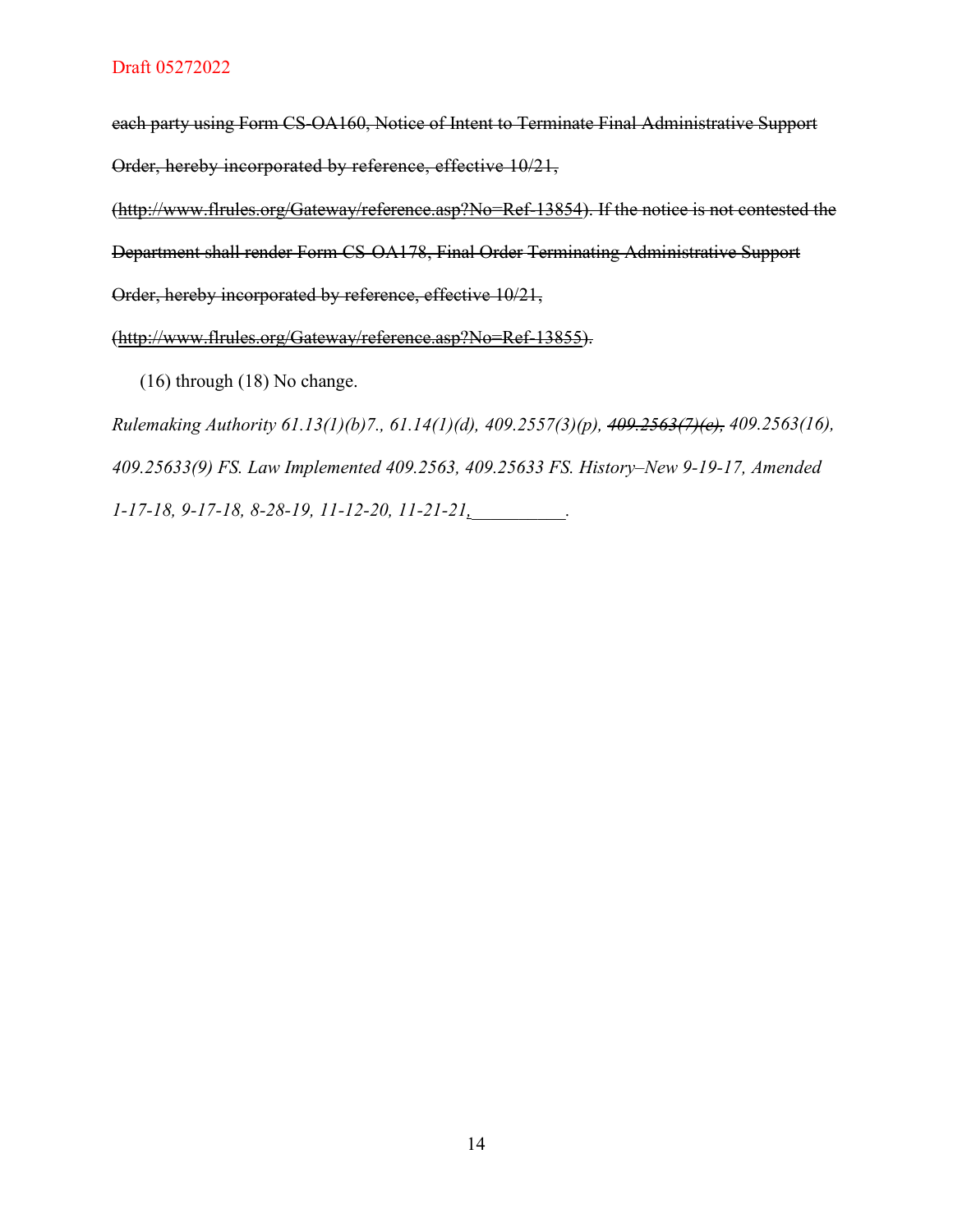~~each party using Form CS-OA160, Notice of Intent to Terminate Final Administrative Support Order, hereby incorporated by reference, effective 10/21, (http://www.flrules.org/Gateway/reference.asp?No=Ref-13854). If the notice is not contested the Department shall render Form CS-OA178, Final Order Terminating Administrative Support Order, hereby incorporated by reference, effective 10/21, (http://www.flrules.org/Gateway/reference.asp?No=Ref-13855).~~

(16) through (18) No change.

*Rulemaking Authority 61.13(1)(b)7., 61.14(1)(d), 409.2557(3)(p), ~~409.2563(7)(e),~~ 409.2563(16), 409.25633(9) FS. Law Implemented 409.2563, 409.25633 FS. History–New 9-19-17, Amended 1-17-18, 9-17-18, 8-28-19, 11-12-20, 11-21-21, __________.*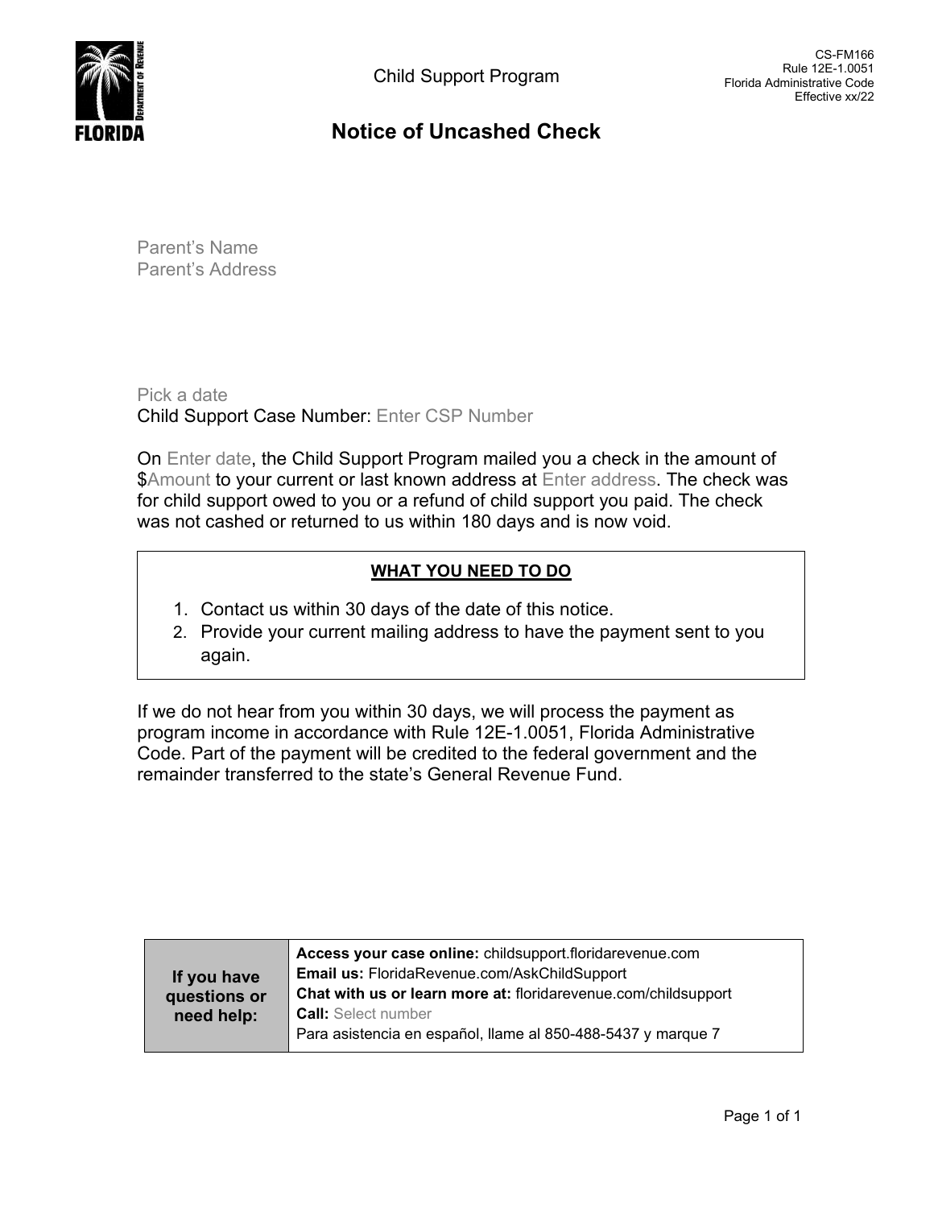CS-FM166
Rule 12E-1.0051
Florida Administrative Code
Effective xx/22

Child Support Program

# Notice of Uncashed Check

Parent's Name
Parent's Address

Pick a date
Child Support Case Number: Enter CSP Number

On Enter date, the Child Support Program mailed you a check in the amount of $Amount to your current or last known address at Enter address. The check was for child support owed to you or a refund of child support you paid. The check was not cashed or returned to us within 180 days and is now void.

**WHAT YOU NEED TO DO**

1. Contact us within 30 days of the date of this notice.
2. Provide your current mailing address to have the payment sent to you again.

If we do not hear from you within 30 days, we will process the payment as program income in accordance with Rule 12E-1.0051, Florida Administrative Code. Part of the payment will be credited to the federal government and the remainder transferred to the state's General Revenue Fund.

| **If you have questions or need help:** | **Access your case online:** childsupport.floridarevenue.com<br>**Email us:** FloridaRevenue.com/AskChildSupport<br>**Chat with us or learn more at:** floridarevenue.com/childsupport<br>**Call:** Select number<br>Para asistencia en español, llame al 850-488-5437 y marque 7 |
|---|---|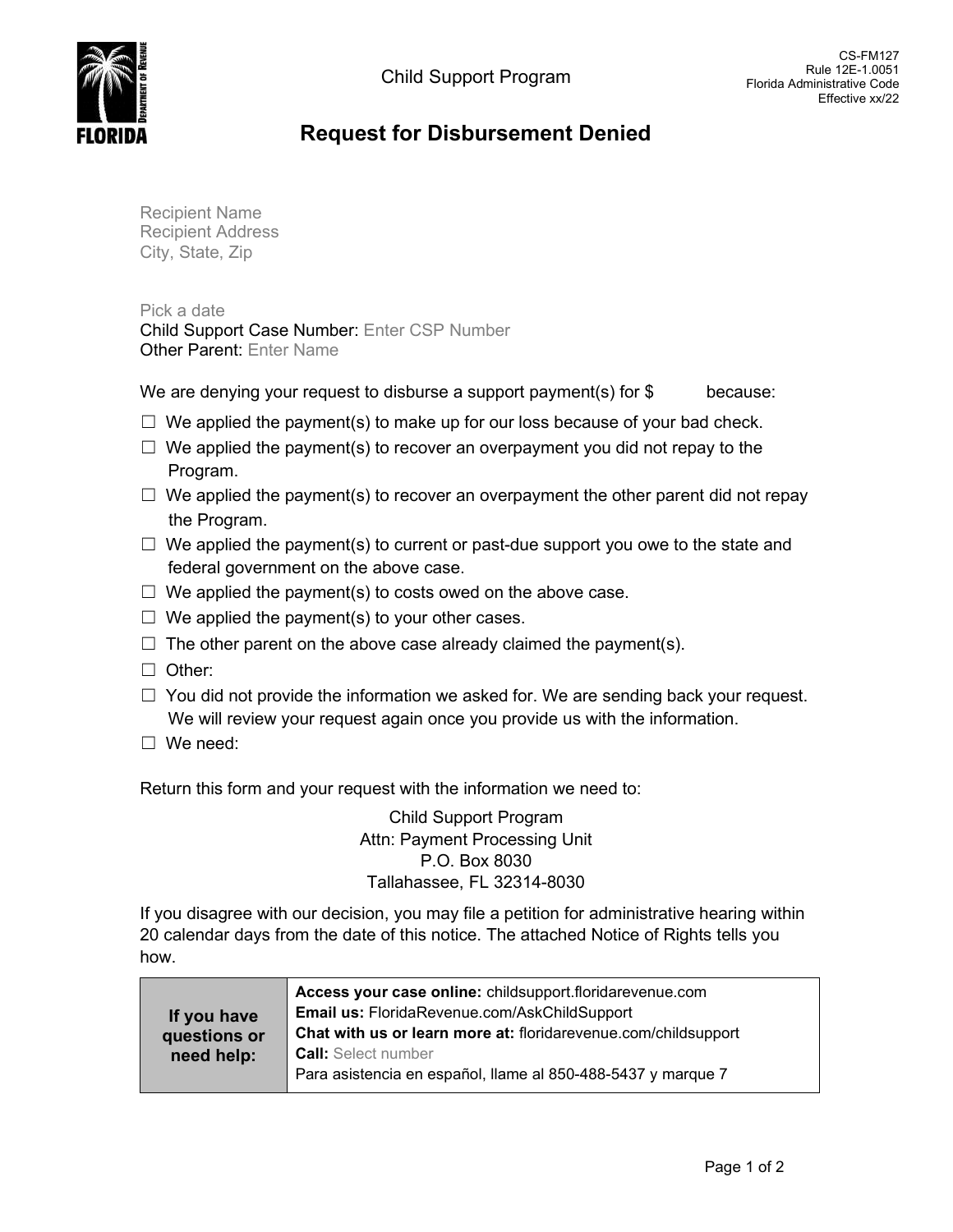Child Support Program

CS-FM127
Rule 12E-1.0051
Florida Administrative Code
Effective xx/22

# Request for Disbursement Denied

Recipient Name
Recipient Address
City, State, Zip

Pick a date
Child Support Case Number: Enter CSP Number
Other Parent: Enter Name

We are denying your request to disburse a support payment(s) for $ because:

☐ We applied the payment(s) to make up for our loss because of your bad check.
☐ We applied the payment(s) to recover an overpayment you did not repay to the Program.
☐ We applied the payment(s) to recover an overpayment the other parent did not repay the Program.
☐ We applied the payment(s) to current or past-due support you owe to the state and federal government on the above case.
☐ We applied the payment(s) to costs owed on the above case.
☐ We applied the payment(s) to your other cases.
☐ The other parent on the above case already claimed the payment(s).
☐ Other:
☐ You did not provide the information we asked for. We are sending back your request. We will review your request again once you provide us with the information.
☐ We need:

Return this form and your request with the information we need to:

Child Support Program
Attn: Payment Processing Unit
P.O. Box 8030
Tallahassee, FL 32314-8030

If you disagree with our decision, you may file a petition for administrative hearing within 20 calendar days from the date of this notice. The attached Notice of Rights tells you how.

| If you have questions or need help: | **Access your case online:** childsupport.floridarevenue.com<br>**Email us:** FloridaRevenue.com/AskChildSupport<br>**Chat with us or learn more at:** floridarevenue.com/childsupport<br>**Call:** Select number<br>Para asistencia en español, llame al 850-488-5437 y marque 7 |
|---|---|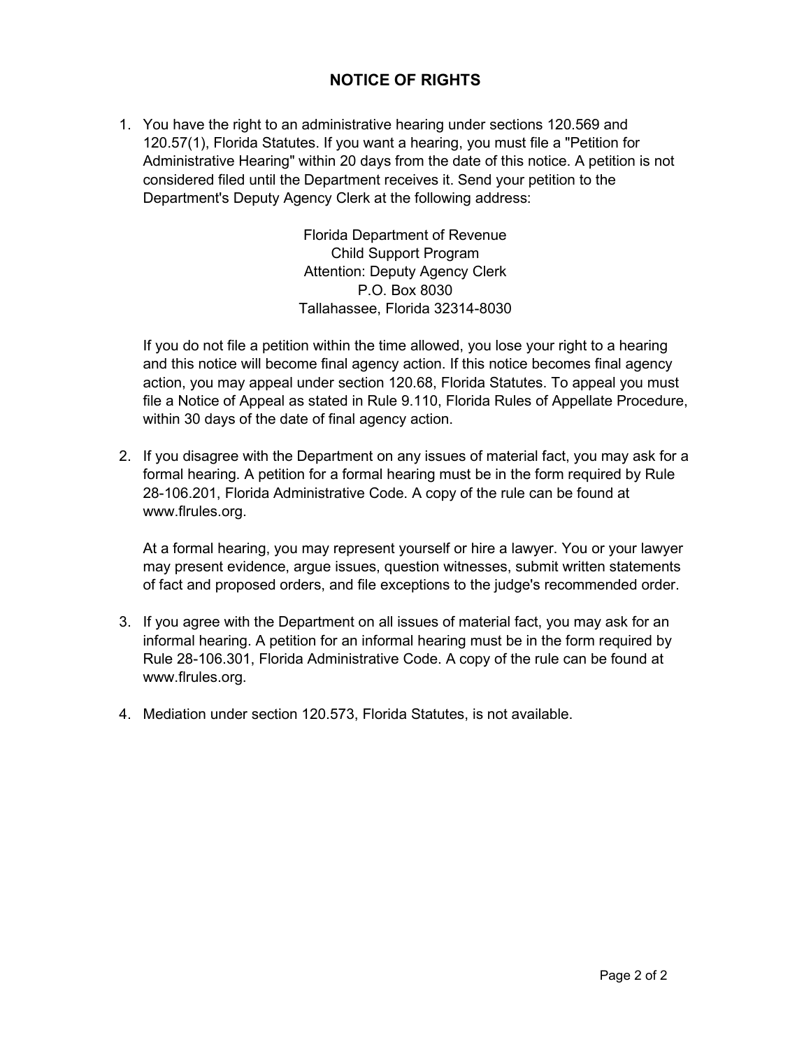# NOTICE OF RIGHTS

1. You have the right to an administrative hearing under sections 120.569 and 120.57(1), Florida Statutes. If you want a hearing, you must file a "Petition for Administrative Hearing" within 20 days from the date of this notice. A petition is not considered filed until the Department receives it. Send your petition to the Department's Deputy Agency Clerk at the following address:

   Florida Department of Revenue
   Child Support Program
   Attention: Deputy Agency Clerk
   P.O. Box 8030
   Tallahassee, Florida 32314-8030

   If you do not file a petition within the time allowed, you lose your right to a hearing and this notice will become final agency action. If this notice becomes final agency action, you may appeal under section 120.68, Florida Statutes. To appeal you must file a Notice of Appeal as stated in Rule 9.110, Florida Rules of Appellate Procedure, within 30 days of the date of final agency action.

2. If you disagree with the Department on any issues of material fact, you may ask for a formal hearing. A petition for a formal hearing must be in the form required by Rule 28-106.201, Florida Administrative Code. A copy of the rule can be found at www.flrules.org.

   At a formal hearing, you may represent yourself or hire a lawyer. You or your lawyer may present evidence, argue issues, question witnesses, submit written statements of fact and proposed orders, and file exceptions to the judge's recommended order.

3. If you agree with the Department on all issues of material fact, you may ask for an informal hearing. A petition for an informal hearing must be in the form required by Rule 28-106.301, Florida Administrative Code. A copy of the rule can be found at www.flrules.org.

4. Mediation under section 120.573, Florida Statutes, is not available.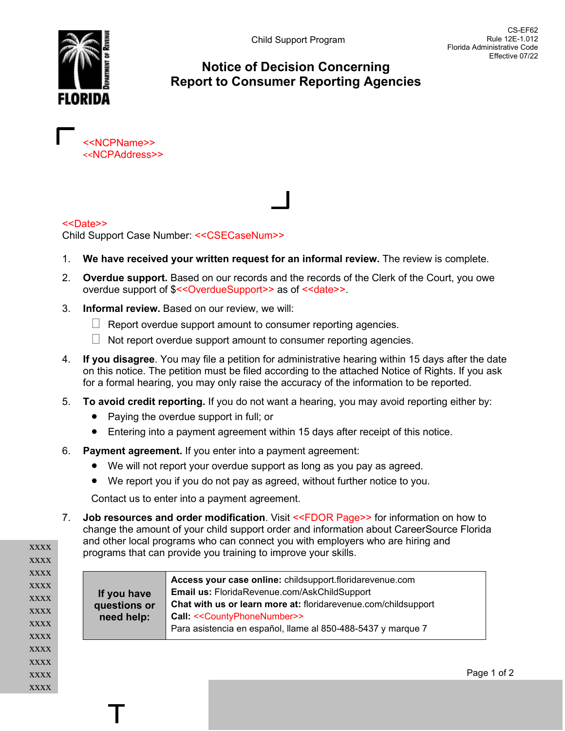CS-EF62
Rule 12E-1.012
Florida Administrative Code
Effective 07/22

Child Support Program

# Notice of Decision Concerning Report to Consumer Reporting Agencies

<<NCPName>>
<<NCPAddress>>

<<Date>>
Child Support Case Number: <<CSECaseNum>>

1. **We have received your written request for an informal review.** The review is complete.

2. **Overdue support.** Based on our records and the records of the Clerk of the Court, you owe overdue support of $<<OverdueSupport>> as of <<date>>.

3. **Informal review.** Based on our review, we will:
   - ☐ Report overdue support amount to consumer reporting agencies.
   - ☐ Not report overdue support amount to consumer reporting agencies.

4. **If you disagree**. You may file a petition for administrative hearing within 15 days after the date on this notice. The petition must be filed according to the attached Notice of Rights. If you ask for a formal hearing, you may only raise the accuracy of the information to be reported.

5. **To avoid credit reporting.** If you do not want a hearing, you may avoid reporting either by:
   - Paying the overdue support in full; or
   - Entering into a payment agreement within 15 days after receipt of this notice.

6. **Payment agreement.** If you enter into a payment agreement:
   - We will not report your overdue support as long as you pay as agreed.
   - We report you if you do not pay as agreed, without further notice to you.

   Contact us to enter into a payment agreement.

7. **Job resources and order modification**. Visit <<FDOR Page>> for information on how to change the amount of your child support order and information about CareerSource Florida and other local programs who can connect you with employers who are hiring and programs that can provide you training to improve your skills.

| If you have questions or need help: | **Access your case online:** childsupport.floridarevenue.com<br>**Email us:** FloridaRevenue.com/AskChildSupport<br>**Chat with us or learn more at:** floridarevenue.com/childsupport<br>**Call:** <<CountyPhoneNumber>><br>Para asistencia en español, llame al 850-488-5437 y marque 7 |
|---|---|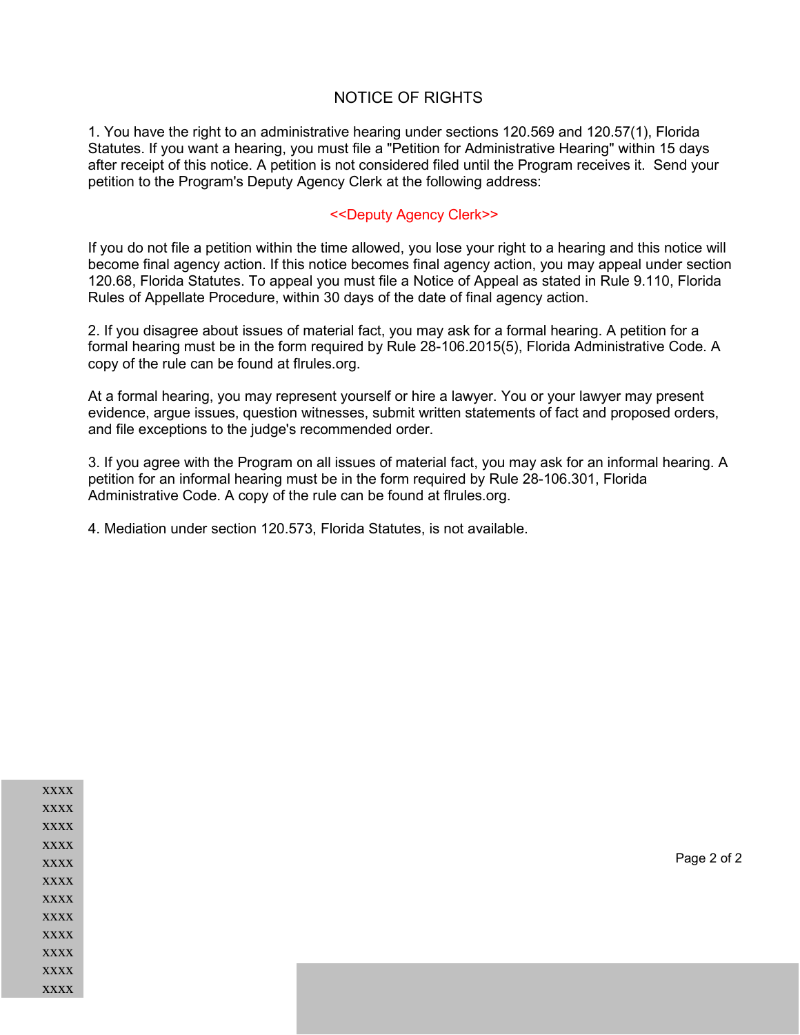# NOTICE OF RIGHTS

1. You have the right to an administrative hearing under sections 120.569 and 120.57(1), Florida Statutes. If you want a hearing, you must file a "Petition for Administrative Hearing" within 15 days after receipt of this notice. A petition is not considered filed until the Program receives it. Send your petition to the Program's Deputy Agency Clerk at the following address:

<<Deputy Agency Clerk>>

If you do not file a petition within the time allowed, you lose your right to a hearing and this notice will become final agency action. If this notice becomes final agency action, you may appeal under section 120.68, Florida Statutes. To appeal you must file a Notice of Appeal as stated in Rule 9.110, Florida Rules of Appellate Procedure, within 30 days of the date of final agency action.

2. If you disagree about issues of material fact, you may ask for a formal hearing. A petition for a formal hearing must be in the form required by Rule 28-106.2015(5), Florida Administrative Code. A copy of the rule can be found at flrules.org.

At a formal hearing, you may represent yourself or hire a lawyer. You or your lawyer may present evidence, argue issues, question witnesses, submit written statements of fact and proposed orders, and file exceptions to the judge's recommended order.

3. If you agree with the Program on all issues of material fact, you may ask for an informal hearing. A petition for an informal hearing must be in the form required by Rule 28-106.301, Florida Administrative Code. A copy of the rule can be found at flrules.org.

4. Mediation under section 120.573, Florida Statutes, is not available.

xxxx
xxxx
xxxx
xxxx
xxxx
xxxx
xxxx
xxxx
xxxx
xxxx
xxxx
xxxx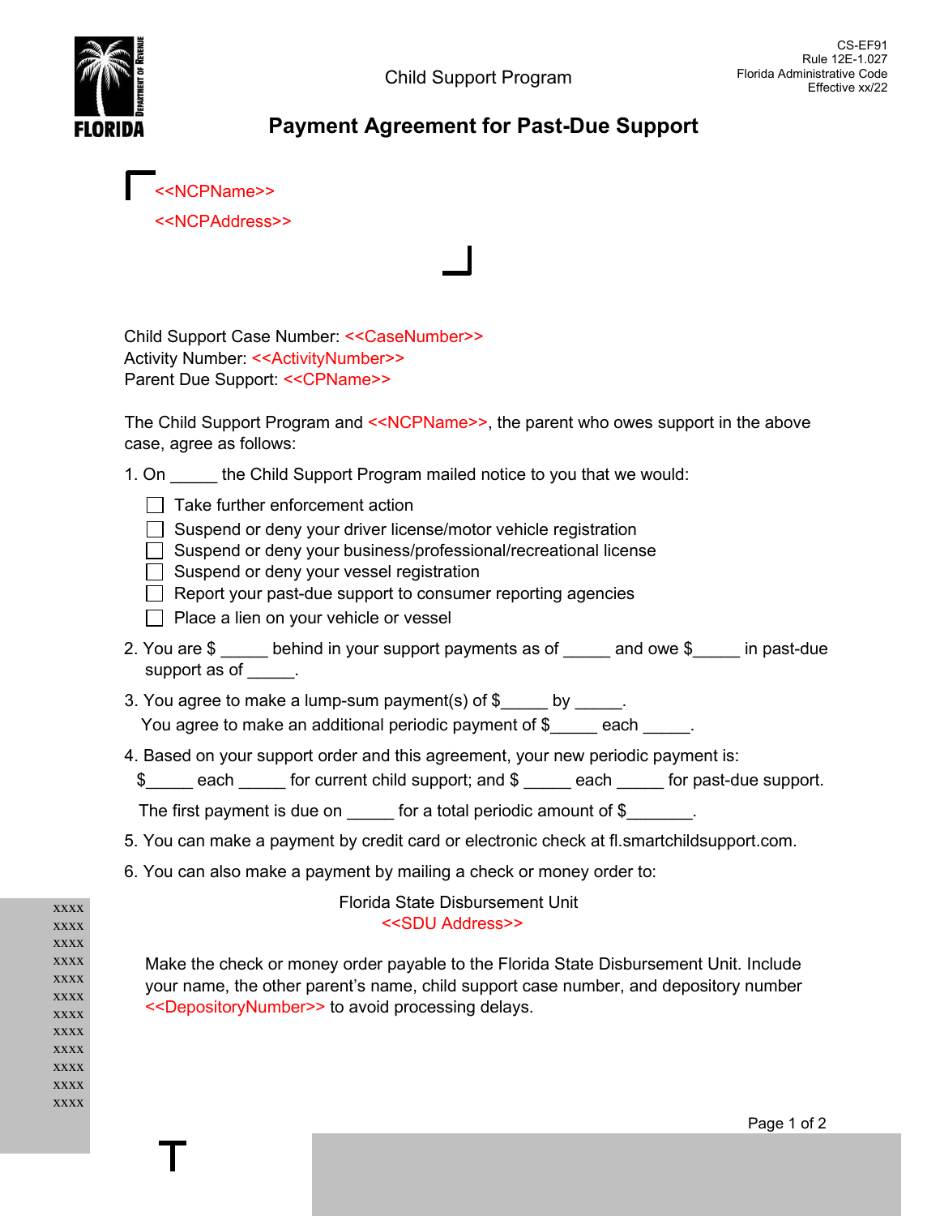CS-EF91
Rule 12E-1.027
Florida Administrative Code
Effective xx/22

Child Support Program

# Payment Agreement for Past-Due Support

<<NCPName>>

<<NCPAddress>>

Child Support Case Number: <<CaseNumber>>
Activity Number: <<ActivityNumber>>
Parent Due Support: <<CPName>>

The Child Support Program and <<NCPName>>, the parent who owes support in the above case, agree as follows:

1. On _____ the Child Support Program mailed notice to you that we would:

   - ☐ Take further enforcement action
   - ☐ Suspend or deny your driver license/motor vehicle registration
   - ☐ Suspend or deny your business/professional/recreational license
   - ☐ Suspend or deny your vessel registration
   - ☐ Report your past-due support to consumer reporting agencies
   - ☐ Place a lien on your vehicle or vessel

2. You are $ _____ behind in your support payments as of _____ and owe $_____ in past-due support as of _____.

3. You agree to make a lump-sum payment(s) of $_____ by _____.
   You agree to make an additional periodic payment of $_____ each _____.

4. Based on your support order and this agreement, your new periodic payment is:
   $_____ each _____ for current child support; and $ _____ each _____ for past-due support.

   The first payment is due on _____ for a total periodic amount of $_______.

5. You can make a payment by credit card or electronic check at fl.smartchildsupport.com.

6. You can also make a payment by mailing a check or money order to:

   Florida State Disbursement Unit
   <<SDU Address>>

   Make the check or money order payable to the Florida State Disbursement Unit. Include your name, the other parent's name, child support case number, and depository number <<DepositoryNumber>> to avoid processing delays.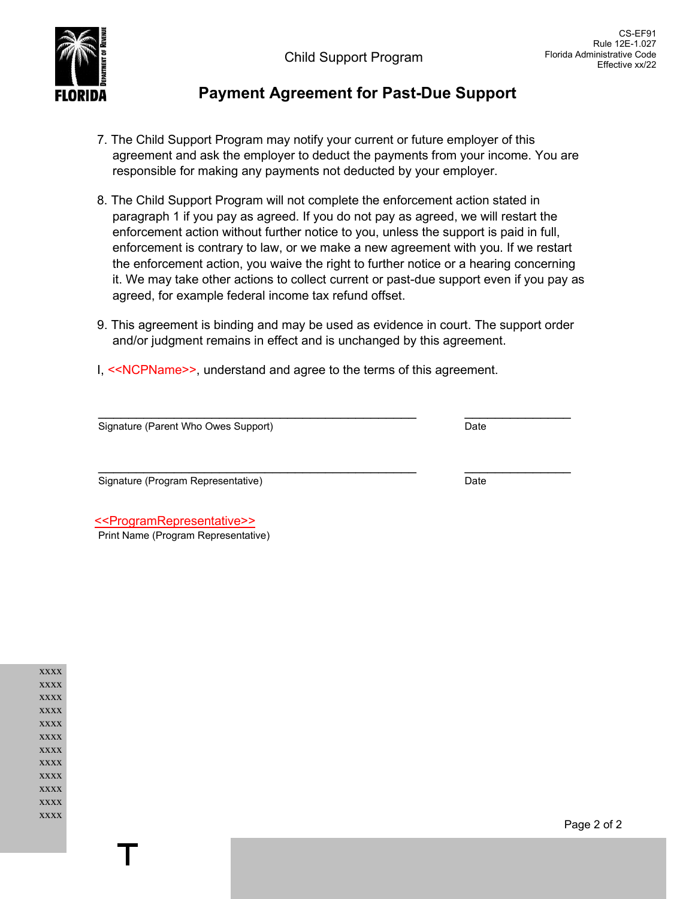Child Support Program

# Payment Agreement for Past-Due Support

7. The Child Support Program may notify your current or future employer of this agreement and ask the employer to deduct the payments from your income. You are responsible for making any payments not deducted by your employer.

8. The Child Support Program will not complete the enforcement action stated in paragraph 1 if you pay as agreed. If you do not pay as agreed, we will restart the enforcement action without further notice to you, unless the support is paid in full, enforcement is contrary to law, or we make a new agreement with you. If we restart the enforcement action, you waive the right to further notice or a hearing concerning it. We may take other actions to collect current or past-due support even if you pay as agreed, for example federal income tax refund offset.

9. This agreement is binding and may be used as evidence in court. The support order and/or judgment remains in effect and is unchanged by this agreement.

I, <<NCPName>>, understand and agree to the terms of this agreement.

_______________________________________________ &nbsp;&nbsp;&nbsp;&nbsp; ________________

Signature (Parent Who Owes Support) &nbsp;&nbsp;&nbsp;&nbsp; Date

_______________________________________________ &nbsp;&nbsp;&nbsp;&nbsp; ________________

Signature (Program Representative) &nbsp;&nbsp;&nbsp;&nbsp; Date

<<ProgramRepresentative>>

Print Name (Program Representative)

xxxx
xxxx
xxxx
xxxx
xxxx
xxxx
xxxx
xxxx
xxxx
xxxx
xxxx
xxxx

T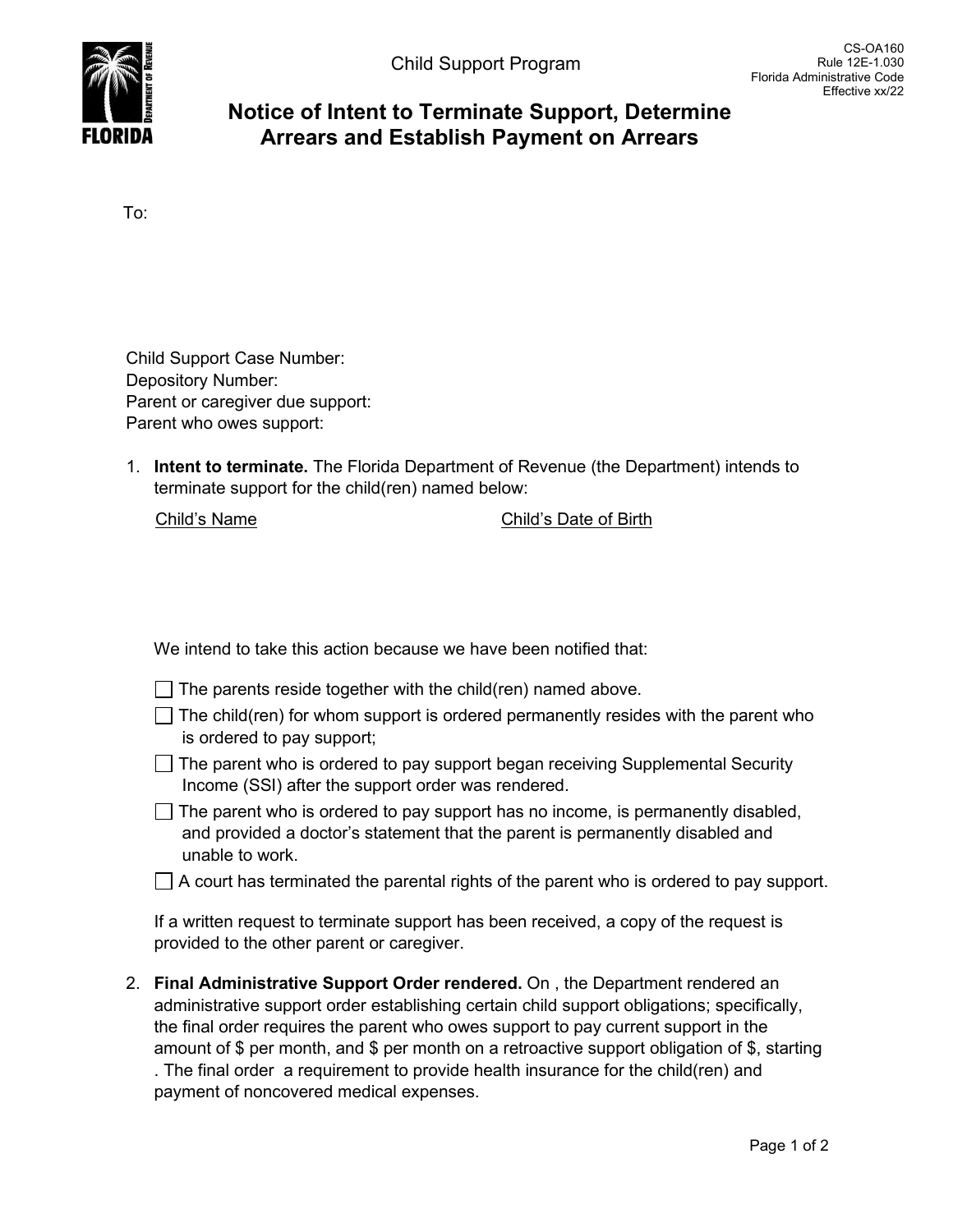Child Support Program

CS-OA160
Rule 12E-1.030
Florida Administrative Code
Effective xx/22

# Notice of Intent to Terminate Support, Determine Arrears and Establish Payment on Arrears

To:

Child Support Case Number:
Depository Number:
Parent or caregiver due support:
Parent who owes support:

1. **Intent to terminate.** The Florida Department of Revenue (the Department) intends to terminate support for the child(ren) named below:

   <u>Child's Name</u> <u>Child's Date of Birth</u>

   We intend to take this action because we have been notified that:

   - ☐ The parents reside together with the child(ren) named above.
   - ☐ The child(ren) for whom support is ordered permanently resides with the parent who is ordered to pay support;
   - ☐ The parent who is ordered to pay support began receiving Supplemental Security Income (SSI) after the support order was rendered.
   - ☐ The parent who is ordered to pay support has no income, is permanently disabled, and provided a doctor's statement that the parent is permanently disabled and unable to work.
   - ☐ A court has terminated the parental rights of the parent who is ordered to pay support.

   If a written request to terminate support has been received, a copy of the request is provided to the other parent or caregiver.

2. **Final Administrative Support Order rendered.** On , the Department rendered an administrative support order establishing certain child support obligations; specifically, the final order requires the parent who owes support to pay current support in the amount of $ per month, and $ per month on a retroactive support obligation of $, starting . The final order a requirement to provide health insurance for the child(ren) and payment of noncovered medical expenses.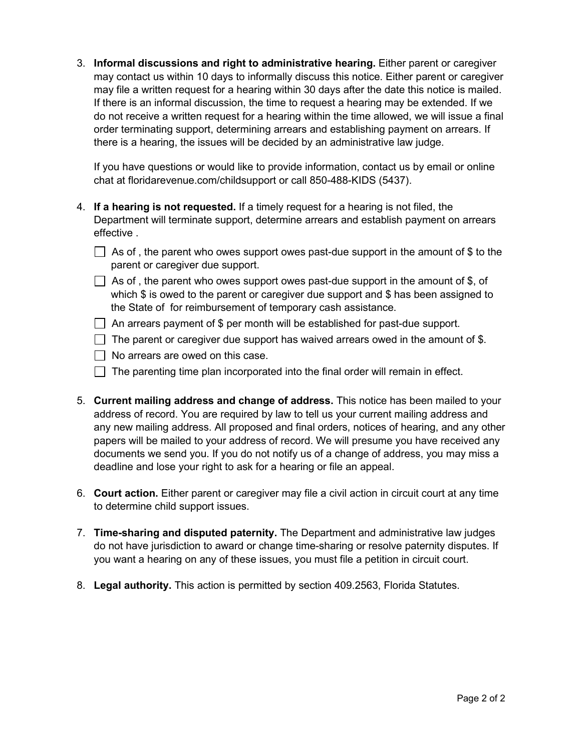3. **Informal discussions and right to administrative hearing.** Either parent or caregiver may contact us within 10 days to informally discuss this notice. Either parent or caregiver may file a written request for a hearing within 30 days after the date this notice is mailed. If there is an informal discussion, the time to request a hearing may be extended. If we do not receive a written request for a hearing within the time allowed, we will issue a final order terminating support, determining arrears and establishing payment on arrears. If there is a hearing, the issues will be decided by an administrative law judge.

   If you have questions or would like to provide information, contact us by email or online chat at floridarevenue.com/childsupport or call 850-488-KIDS (5437).

4. **If a hearing is not requested.** If a timely request for a hearing is not filed, the Department will terminate support, determine arrears and establish payment on arrears effective .

   - ☐ As of , the parent who owes support owes past-due support in the amount of $ to the parent or caregiver due support.
   - ☐ As of , the parent who owes support owes past-due support in the amount of $, of which $ is owed to the parent or caregiver due support and $ has been assigned to the State of  for reimbursement of temporary cash assistance.
   - ☐ An arrears payment of $ per month will be established for past-due support.
   - ☐ The parent or caregiver due support has waived arrears owed in the amount of $.
   - ☐ No arrears are owed on this case.
   - ☐ The parenting time plan incorporated into the final order will remain in effect.

5. **Current mailing address and change of address.** This notice has been mailed to your address of record. You are required by law to tell us your current mailing address and any new mailing address. All proposed and final orders, notices of hearing, and any other papers will be mailed to your address of record. We will presume you have received any documents we send you. If you do not notify us of a change of address, you may miss a deadline and lose your right to ask for a hearing or file an appeal.

6. **Court action.** Either parent or caregiver may file a civil action in circuit court at any time to determine child support issues.

7. **Time-sharing and disputed paternity.** The Department and administrative law judges do not have jurisdiction to award or change time-sharing or resolve paternity disputes. If you want a hearing on any of these issues, you must file a petition in circuit court.

8. **Legal authority.** This action is permitted by section 409.2563, Florida Statutes.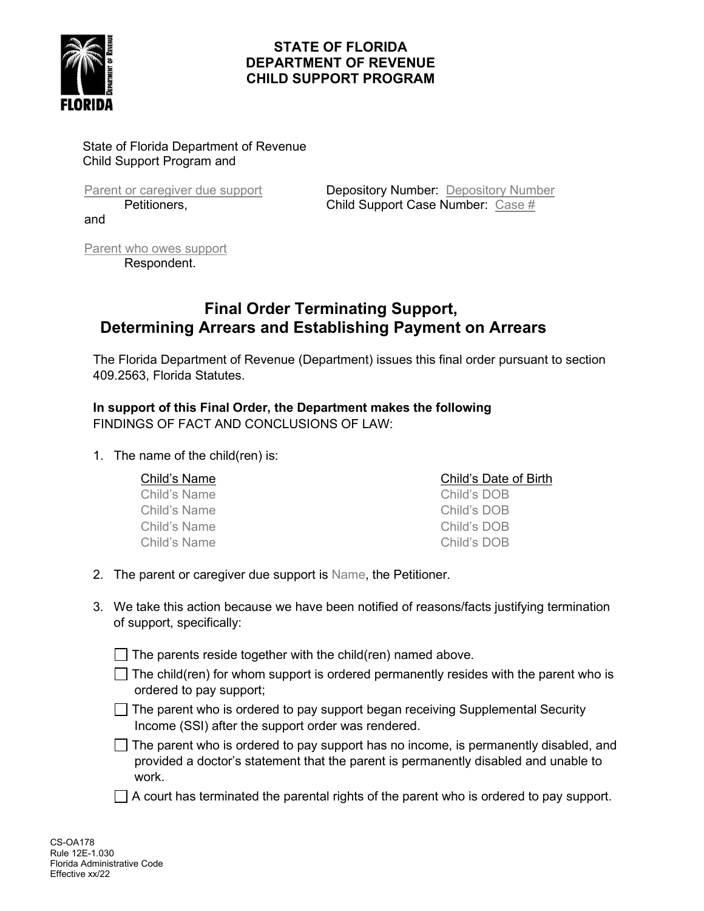**STATE OF FLORIDA**
**DEPARTMENT OF REVENUE**
**CHILD SUPPORT PROGRAM**

State of Florida Department of Revenue
Child Support Program and

Parent or caregiver due support
Petitioners,

and

Parent who owes support
Respondent.

Depository Number: Depository Number
Child Support Case Number: Case #

# Final Order Terminating Support, Determining Arrears and Establishing Payment on Arrears

The Florida Department of Revenue (Department) issues this final order pursuant to section 409.2563, Florida Statutes.

**In support of this Final Order, the Department makes the following** FINDINGS OF FACT AND CONCLUSIONS OF LAW:

1. The name of the child(ren) is:

| Child's Name | Child's Date of Birth |
|---|---|
| Child's Name | Child's DOB |
| Child's Name | Child's DOB |
| Child's Name | Child's DOB |
| Child's Name | Child's DOB |

2. The parent or caregiver due support is Name, the Petitioner.

3. We take this action because we have been notified of reasons/facts justifying termination of support, specifically:

☐ The parents reside together with the child(ren) named above.

☐ The child(ren) for whom support is ordered permanently resides with the parent who is ordered to pay support;

☐ The parent who is ordered to pay support began receiving Supplemental Security Income (SSI) after the support order was rendered.

☐ The parent who is ordered to pay support has no income, is permanently disabled, and provided a doctor's statement that the parent is permanently disabled and unable to work.

☐ A court has terminated the parental rights of the parent who is ordered to pay support.

CS-OA178
Rule 12E-1.030
Florida Administrative Code
Effective xx/22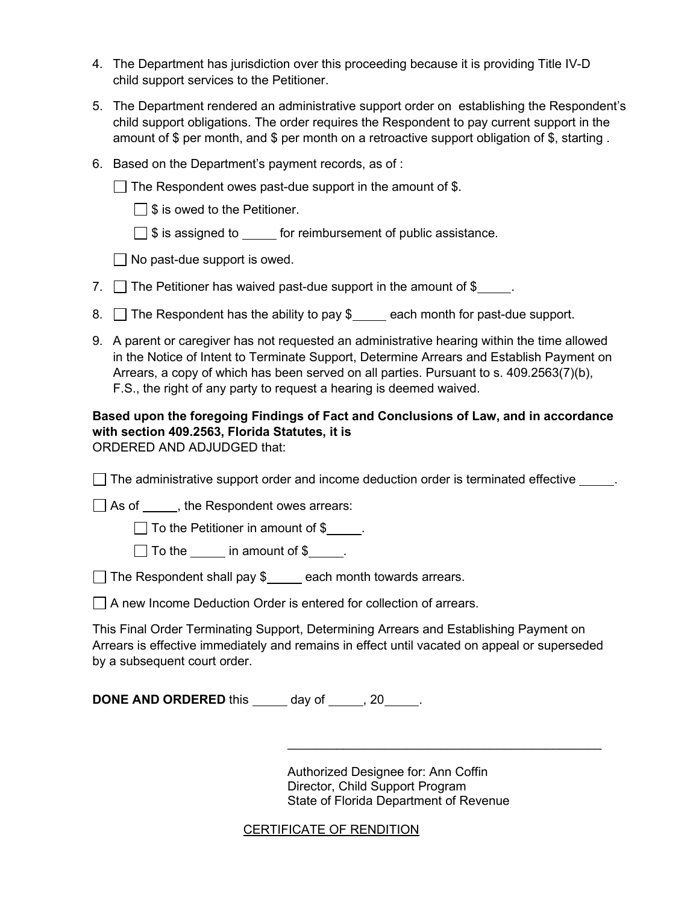4. The Department has jurisdiction over this proceeding because it is providing Title IV-D child support services to the Petitioner.

5. The Department rendered an administrative support order on  establishing the Respondent's child support obligations. The order requires the Respondent to pay current support in the amount of $ per month, and $ per month on a retroactive support obligation of $, starting .

6. Based on the Department's payment records, as of :

   ☐ The Respondent owes past-due support in the amount of $.

   ☐ $ is owed to the Petitioner.

   ☐ $ is assigned to _____ for reimbursement of public assistance.

   ☐ No past-due support is owed.

7. ☐ The Petitioner has waived past-due support in the amount of $_____.

8. ☐ The Respondent has the ability to pay $_____ each month for past-due support.

9. A parent or caregiver has not requested an administrative hearing within the time allowed in the Notice of Intent to Terminate Support, Determine Arrears and Establish Payment on Arrears, a copy of which has been served on all parties. Pursuant to s. 409.2563(7)(b), F.S., the right of any party to request a hearing is deemed waived.

**Based upon the foregoing Findings of Fact and Conclusions of Law, and in accordance with section 409.2563, Florida Statutes, it is**
ORDERED AND ADJUDGED that:

☐ The administrative support order and income deduction order is terminated effective _____.

☐ As of _____, the Respondent owes arrears:

   ☐ To the Petitioner in amount of $_____.

   ☐ To the _____ in amount of $_____.

☐ The Respondent shall pay $_____ each month towards arrears.

☐ A new Income Deduction Order is entered for collection of arrears.

This Final Order Terminating Support, Determining Arrears and Establishing Payment on Arrears is effective immediately and remains in effect until vacated on appeal or superseded by a subsequent court order.

**DONE AND ORDERED** this _____ day of _____, 20_____.

_______________________________________________

Authorized Designee for: Ann Coffin
Director, Child Support Program
State of Florida Department of Revenue

CERTIFICATE OF RENDITION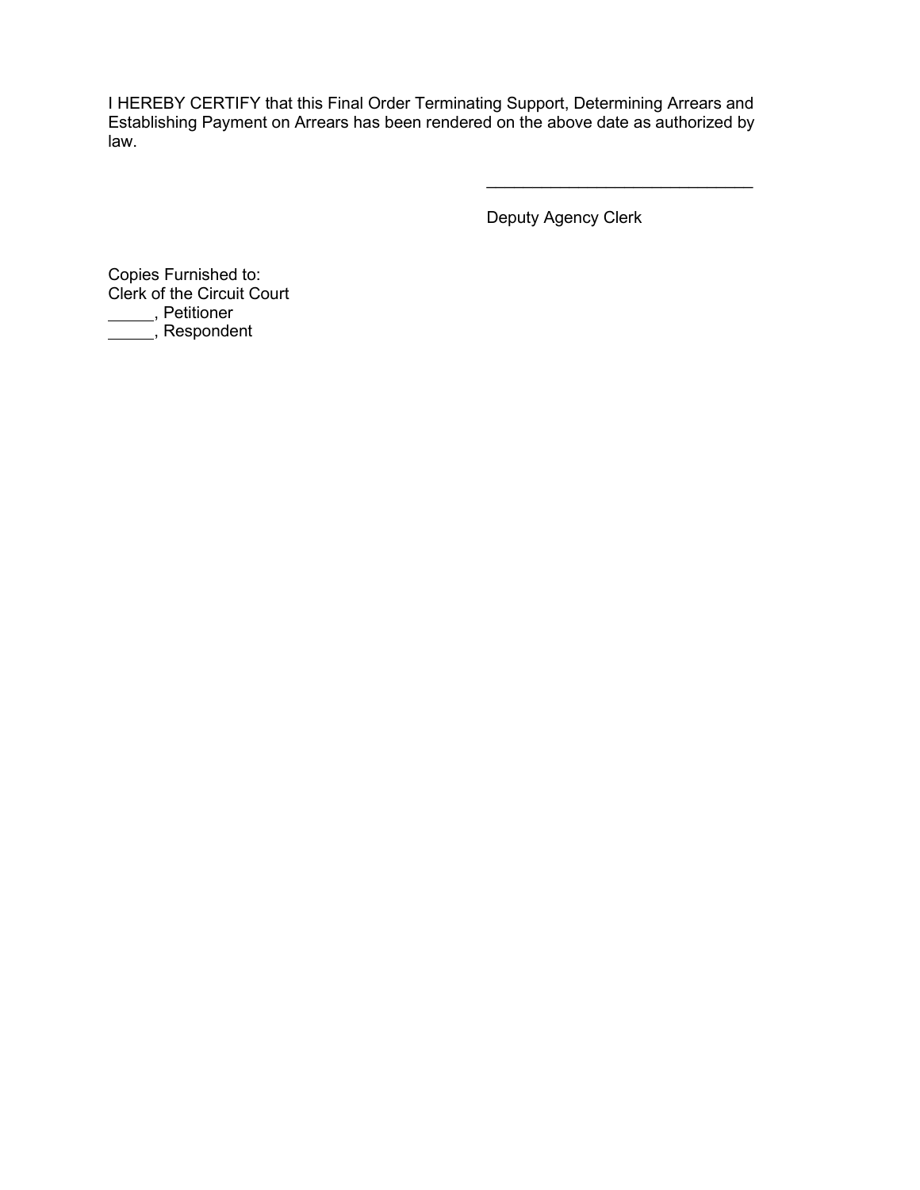I HEREBY CERTIFY that this Final Order Terminating Support, Determining Arrears and Establishing Payment on Arrears has been rendered on the above date as authorized by law.

\_\_\_\_\_\_\_\_\_\_\_\_\_\_\_\_\_\_\_\_\_\_\_\_\_\_\_\_\_\_

Deputy Agency Clerk

Copies Furnished to:
Clerk of the Circuit Court
\_\_\_\_\_, Petitioner
\_\_\_\_\_, Respondent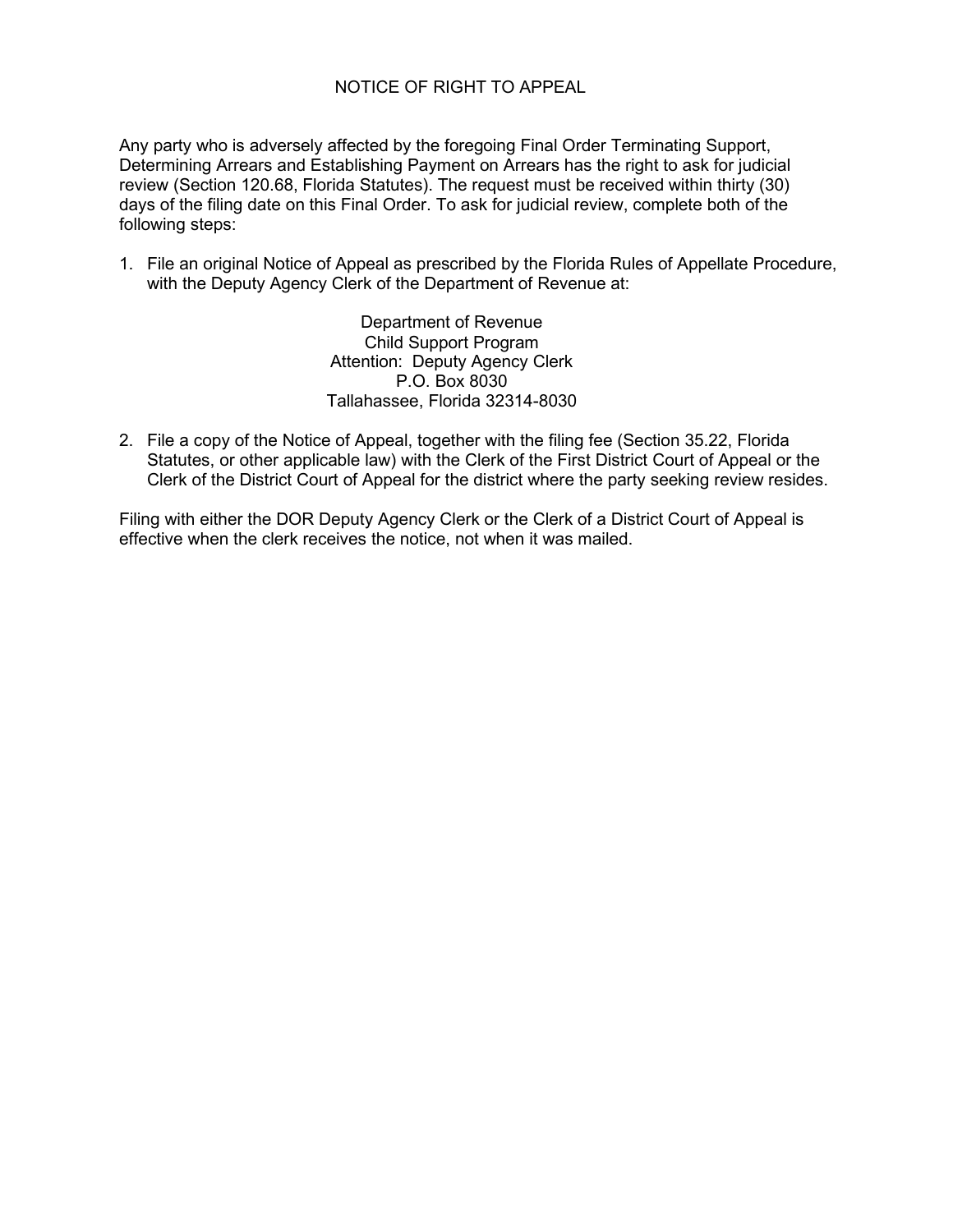# NOTICE OF RIGHT TO APPEAL

Any party who is adversely affected by the foregoing Final Order Terminating Support, Determining Arrears and Establishing Payment on Arrears has the right to ask for judicial review (Section 120.68, Florida Statutes). The request must be received within thirty (30) days of the filing date on this Final Order. To ask for judicial review, complete both of the following steps:

1. File an original Notice of Appeal as prescribed by the Florida Rules of Appellate Procedure, with the Deputy Agency Clerk of the Department of Revenue at:

   Department of Revenue
   Child Support Program
   Attention: Deputy Agency Clerk
   P.O. Box 8030
   Tallahassee, Florida 32314-8030

2. File a copy of the Notice of Appeal, together with the filing fee (Section 35.22, Florida Statutes, or other applicable law) with the Clerk of the First District Court of Appeal or the Clerk of the District Court of Appeal for the district where the party seeking review resides.

Filing with either the DOR Deputy Agency Clerk or the Clerk of a District Court of Appeal is effective when the clerk receives the notice, not when it was mailed.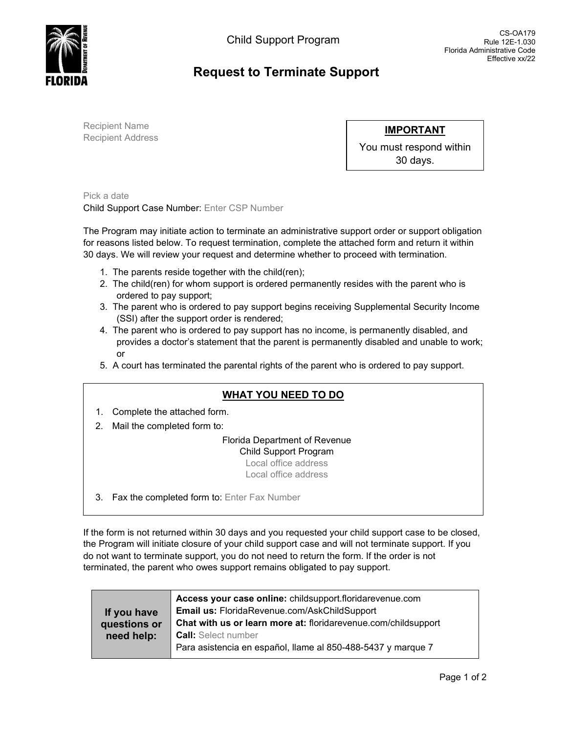FLORIDA Department of Revenue

Child Support Program

CS-OA179
Rule 12E-1.030
Florida Administrative Code
Effective xx/22

# Request to Terminate Support

Recipient Name
Recipient Address

**IMPORTANT**

You must respond within 30 days.

Pick a date
Child Support Case Number: Enter CSP Number

The Program may initiate action to terminate an administrative support order or support obligation for reasons listed below. To request termination, complete the attached form and return it within 30 days. We will review your request and determine whether to proceed with termination.

1. The parents reside together with the child(ren);
2. The child(ren) for whom support is ordered permanently resides with the parent who is ordered to pay support;
3. The parent who is ordered to pay support begins receiving Supplemental Security Income (SSI) after the support order is rendered;
4. The parent who is ordered to pay support has no income, is permanently disabled, and provides a doctor's statement that the parent is permanently disabled and unable to work; or
5. A court has terminated the parental rights of the parent who is ordered to pay support.

## WHAT YOU NEED TO DO

1. Complete the attached form.
2. Mail the completed form to:

   Florida Department of Revenue
   Child Support Program
   Local office address
   Local office address

3. Fax the completed form to: Enter Fax Number

If the form is not returned within 30 days and you requested your child support case to be closed, the Program will initiate closure of your child support case and will not terminate support. If you do not want to terminate support, you do not need to return the form. If the order is not terminated, the parent who owes support remains obligated to pay support.

| If you have questions or need help: | **Access your case online:** childsupport.floridarevenue.com<br>**Email us:** FloridaRevenue.com/AskChildSupport<br>**Chat with us or learn more at:** floridarevenue.com/childsupport<br>**Call:** Select number<br>Para asistencia en español, llame al 850-488-5437 y marque 7 |
|---|---|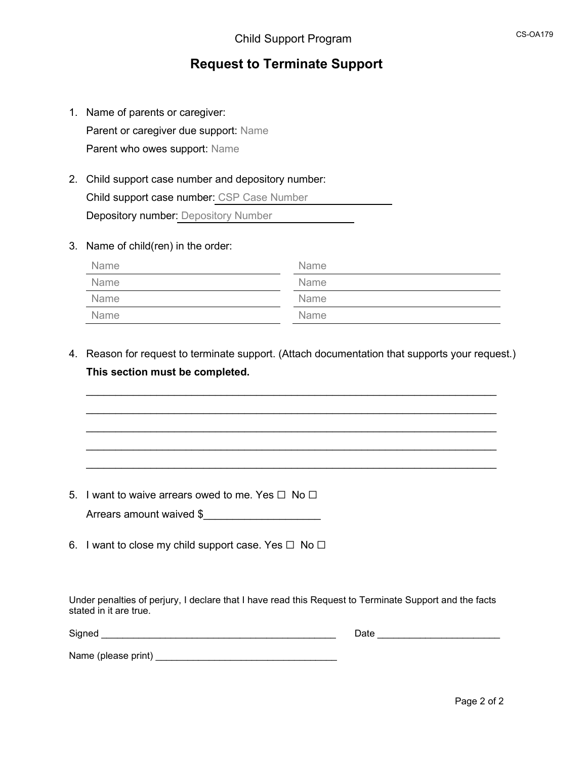Child Support Program

CS-OA179

# Request to Terminate Support

1. Name of parents or caregiver:

   Parent or caregiver due support: Name

   Parent who owes support: Name

2. Child support case number and depository number:

   Child support case number: CSP Case Number

   Depository number: Depository Number

3. Name of child(ren) in the order:

| Name | Name |
|---|---|
| Name | Name |
| Name | Name |
| Name | Name |

4. Reason for request to terminate support. (Attach documentation that supports your request.)

   **This section must be completed.**

   ______________________________________________________________________

   ______________________________________________________________________

   ______________________________________________________________________

   ______________________________________________________________________

   ______________________________________________________________________

5. I want to waive arrears owed to me. Yes ☐ No ☐

   Arrears amount waived $____________________

6. I want to close my child support case. Yes ☐ No ☐

Under penalties of perjury, I declare that I have read this Request to Terminate Support and the facts stated in it are true.

Signed ______________________________________________ Date ________________________

Name (please print) ____________________________________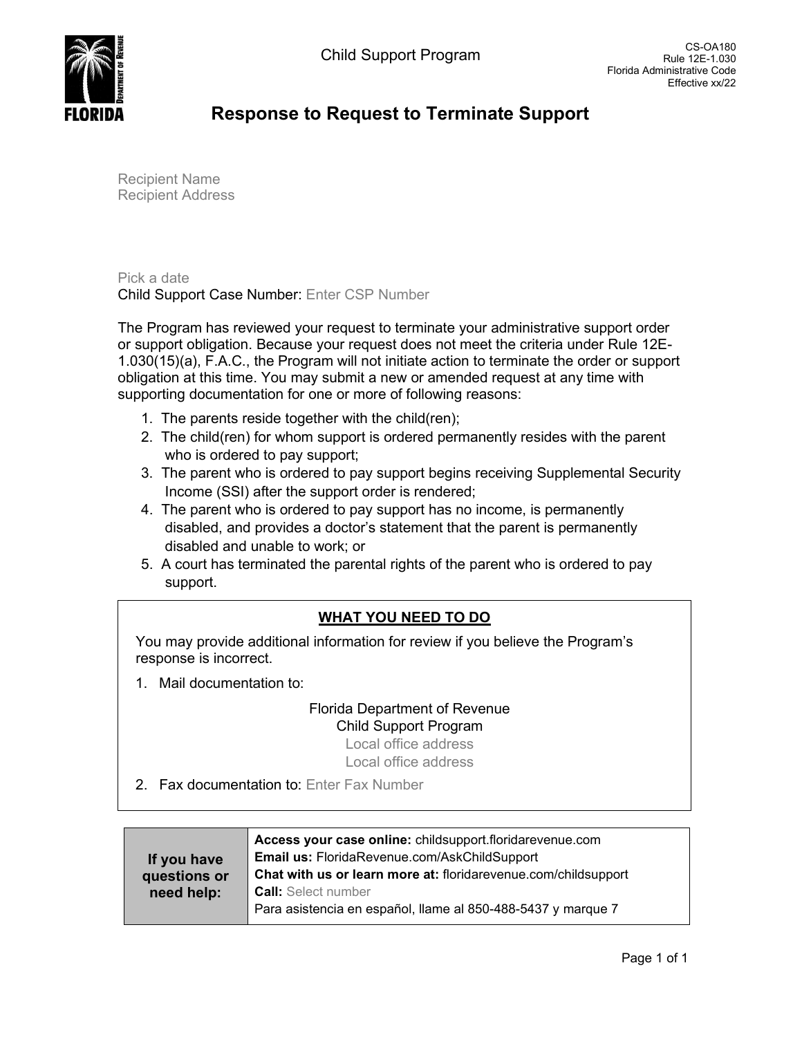Child Support Program

CS-OA180
Rule 12E-1.030
Florida Administrative Code
Effective xx/22

# Response to Request to Terminate Support

Recipient Name
Recipient Address

Pick a date
Child Support Case Number: Enter CSP Number

The Program has reviewed your request to terminate your administrative support order or support obligation. Because your request does not meet the criteria under Rule 12E-1.030(15)(a), F.A.C., the Program will not initiate action to terminate the order or support obligation at this time. You may submit a new or amended request at any time with supporting documentation for one or more of following reasons:

1. The parents reside together with the child(ren);
2. The child(ren) for whom support is ordered permanently resides with the parent who is ordered to pay support;
3. The parent who is ordered to pay support begins receiving Supplemental Security Income (SSI) after the support order is rendered;
4. The parent who is ordered to pay support has no income, is permanently disabled, and provides a doctor's statement that the parent is permanently disabled and unable to work; or
5. A court has terminated the parental rights of the parent who is ordered to pay support.

## WHAT YOU NEED TO DO

You may provide additional information for review if you believe the Program's response is incorrect.

1. Mail documentation to:

   Florida Department of Revenue
   Child Support Program
   Local office address
   Local office address

2. Fax documentation to: Enter Fax Number

| | |
|---|---|
| **If you have questions or need help:** | **Access your case online:** childsupport.floridarevenue.com<br>**Email us:** FloridaRevenue.com/AskChildSupport<br>**Chat with us or learn more at:** floridarevenue.com/childsupport<br>**Call:** Select number<br>Para asistencia en español, llame al 850-488-5437 y marque 7 |